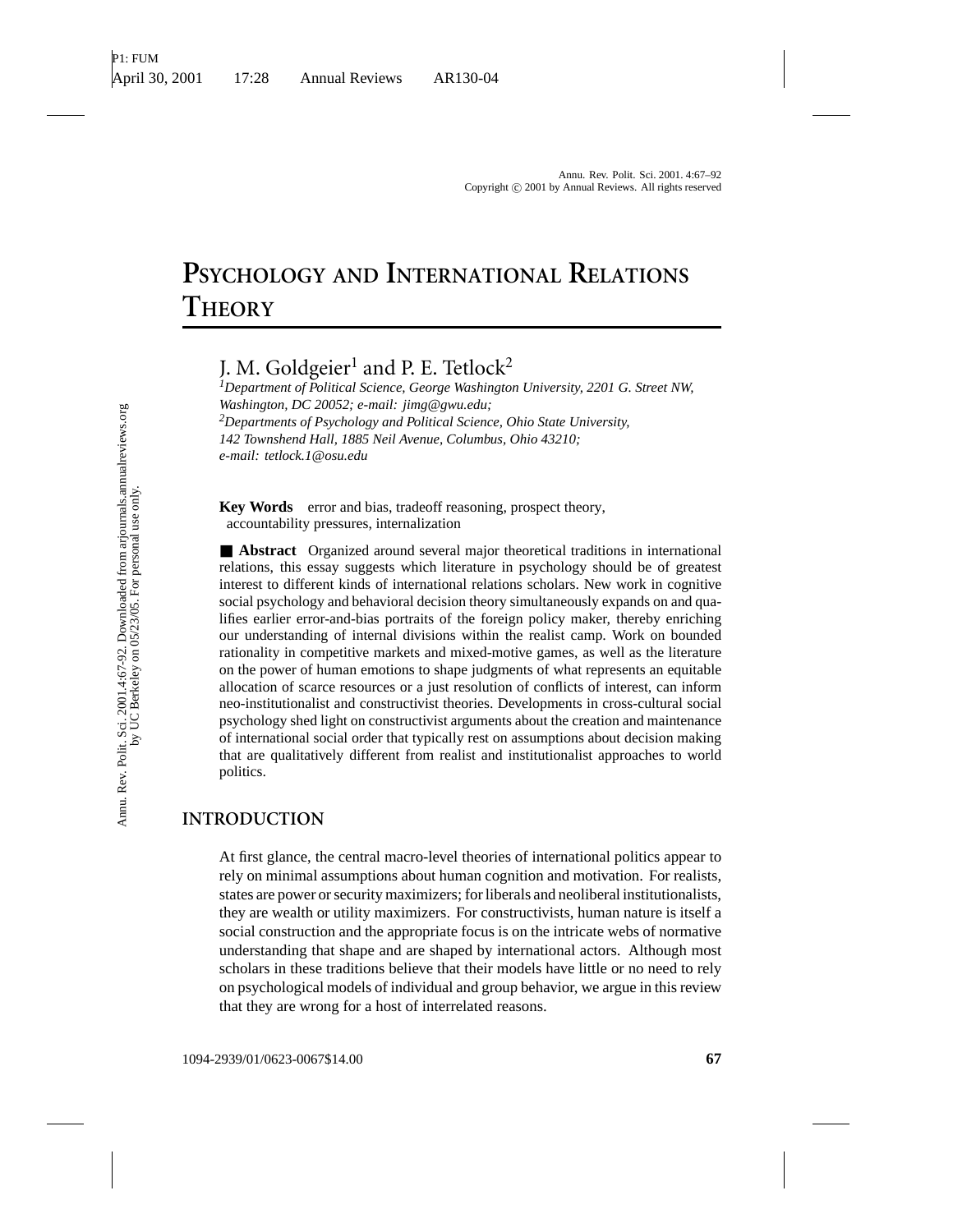# Psychology and International Relations Theory

J. M. Goldgeier[1] and P. E. Tetlock[2]

[1] *Department of Political Science, George Washington University, 2201 G. Street NW, Washington, DC 20052; e-mail: jimg@gwu.edu;*

[2] *Departments of Psychology and Political Science, Ohio State University, 142 Townshend Hall, 1885 Neil Avenue, Columbus, Ohio 43210; e-mail: tetlock.1@osu.edu*

**Key Words** error and bias, tradeoff reasoning, prospect theory, accountability pressures, internalization

■ **Abstract** Organized around several major theoretical traditions in international relations, this essay suggests which literature in psychology should be of greatest interest to different kinds of international relations scholars. New work in cognitive social psychology and behavioral decision theory simultaneously expands on and qualifies earlier error-and-bias portraits of the foreign policy maker, thereby enriching our understanding of internal divisions within the realist camp. Work on bounded rationality in competitive markets and mixed-motive games, as well as the literature on the power of human emotions to shape judgments of what represents an equitable allocation of scarce resources or a just resolution of conflicts of interest, can inform neo-institutionalist and constructivist theories. Developments in cross-cultural social psychology shed light on constructivist arguments about the creation and maintenance of international social order that typically rest on assumptions about decision making that are qualitatively different from realist and institutionalist approaches to world politics.

## INTRODUCTION

At first glance, the central macro-level theories of international politics appear to rely on minimal assumptions about human cognition and motivation. For realists, states are power or security maximizers; for liberals and neoliberal institutionalists, they are wealth or utility maximizers. For constructivists, human nature is itself a social construction and the appropriate focus is on the intricate webs of normative understanding that shape and are shaped by international actors. Although most scholars in these traditions believe that their models have little or no need to rely on psychological models of individual and group behavior, we argue in this review that they are wrong for a host of interrelated reasons.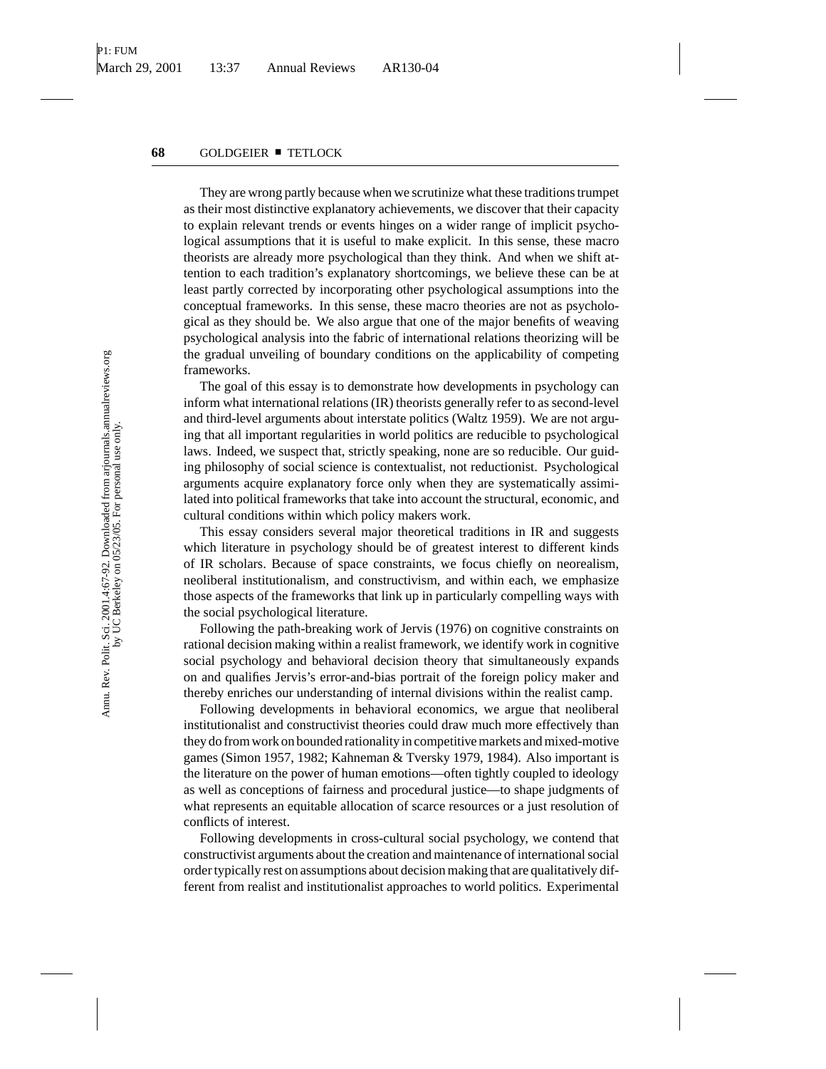They are wrong partly because when we scrutinize what these traditions trumpet as their most distinctive explanatory achievements, we discover that their capacity to explain relevant trends or events hinges on a wider range of implicit psychological assumptions that it is useful to make explicit. In this sense, these macro theorists are already more psychological than they think. And when we shift attention to each tradition's explanatory shortcomings, we believe these can be at least partly corrected by incorporating other psychological assumptions into the conceptual frameworks. In this sense, these macro theories are not as psychological as they should be. We also argue that one of the major benefits of weaving psychological analysis into the fabric of international relations theorizing will be the gradual unveiling of boundary conditions on the applicability of competing frameworks.

The goal of this essay is to demonstrate how developments in psychology can inform what international relations (IR) theorists generally refer to as second-level and third-level arguments about interstate politics (Waltz 1959). We are not arguing that all important regularities in world politics are reducible to psychological laws. Indeed, we suspect that, strictly speaking, none are so reducible. Our guiding philosophy of social science is contextualist, not reductionist. Psychological arguments acquire explanatory force only when they are systematically assimilated into political frameworks that take into account the structural, economic, and cultural conditions within which policy makers work.

This essay considers several major theoretical traditions in IR and suggests which literature in psychology should be of greatest interest to different kinds of IR scholars. Because of space constraints, we focus chiefly on neorealism, neoliberal institutionalism, and constructivism, and within each, we emphasize those aspects of the frameworks that link up in particularly compelling ways with the social psychological literature.

Following the path-breaking work of Jervis (1976) on cognitive constraints on rational decision making within a realist framework, we identify work in cognitive social psychology and behavioral decision theory that simultaneously expands on and qualifies Jervis's error-and-bias portrait of the foreign policy maker and thereby enriches our understanding of internal divisions within the realist camp.

Following developments in behavioral economics, we argue that neoliberal institutionalist and constructivist theories could draw much more effectively than they do from work on bounded rationality in competitive markets and mixed-motive games (Simon 1957, 1982; Kahneman & Tversky 1979, 1984). Also important is the literature on the power of human emotions—often tightly coupled to ideology as well as conceptions of fairness and procedural justice—to shape judgments of what represents an equitable allocation of scarce resources or a just resolution of conflicts of interest.

Following developments in cross-cultural social psychology, we contend that constructivist arguments about the creation and maintenance of international social order typically rest on assumptions about decision making that are qualitatively different from realist and institutionalist approaches to world politics. Experimental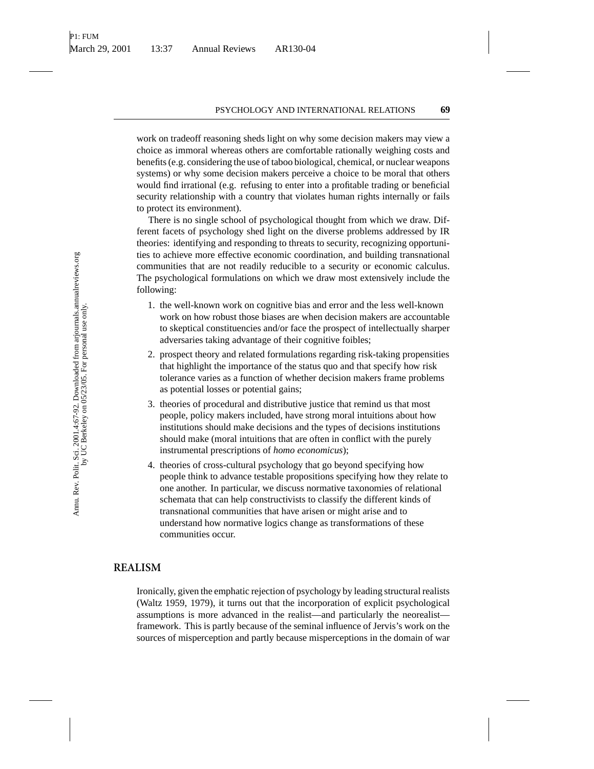work on tradeoff reasoning sheds light on why some decision makers may view a choice as immoral whereas others are comfortable rationally weighing costs and benefits (e.g. considering the use of taboo biological, chemical, or nuclear weapons systems) or why some decision makers perceive a choice to be moral that others would find irrational (e.g. refusing to enter into a profitable trading or beneficial security relationship with a country that violates human rights internally or fails to protect its environment).

There is no single school of psychological thought from which we draw. Different facets of psychology shed light on the diverse problems addressed by IR theories: identifying and responding to threats to security, recognizing opportunities to achieve more effective economic coordination, and building transnational communities that are not readily reducible to a security or economic calculus. The psychological formulations on which we draw most extensively include the following:

1. the well-known work on cognitive bias and error and the less well-known work on how robust those biases are when decision makers are accountable to skeptical constituencies and/or face the prospect of intellectually sharper adversaries taking advantage of their cognitive foibles;
2. prospect theory and related formulations regarding risk-taking propensities that highlight the importance of the status quo and that specify how risk tolerance varies as a function of whether decision makers frame problems as potential losses or potential gains;
3. theories of procedural and distributive justice that remind us that most people, policy makers included, have strong moral intuitions about how institutions should make decisions and the types of decisions institutions should make (moral intuitions that are often in conflict with the purely instrumental prescriptions of *homo economicus*);
4. theories of cross-cultural psychology that go beyond specifying how people think to advance testable propositions specifying how they relate to one another. In particular, we discuss normative taxonomies of relational schemata that can help constructivists to classify the different kinds of transnational communities that have arisen or might arise and to understand how normative logics change as transformations of these communities occur.

## REALISM

Ironically, given the emphatic rejection of psychology by leading structural realists (Waltz 1959, 1979), it turns out that the incorporation of explicit psychological assumptions is more advanced in the realist—and particularly the neorealist—framework. This is partly because of the seminal influence of Jervis's work on the sources of misperception and partly because misperceptions in the domain of war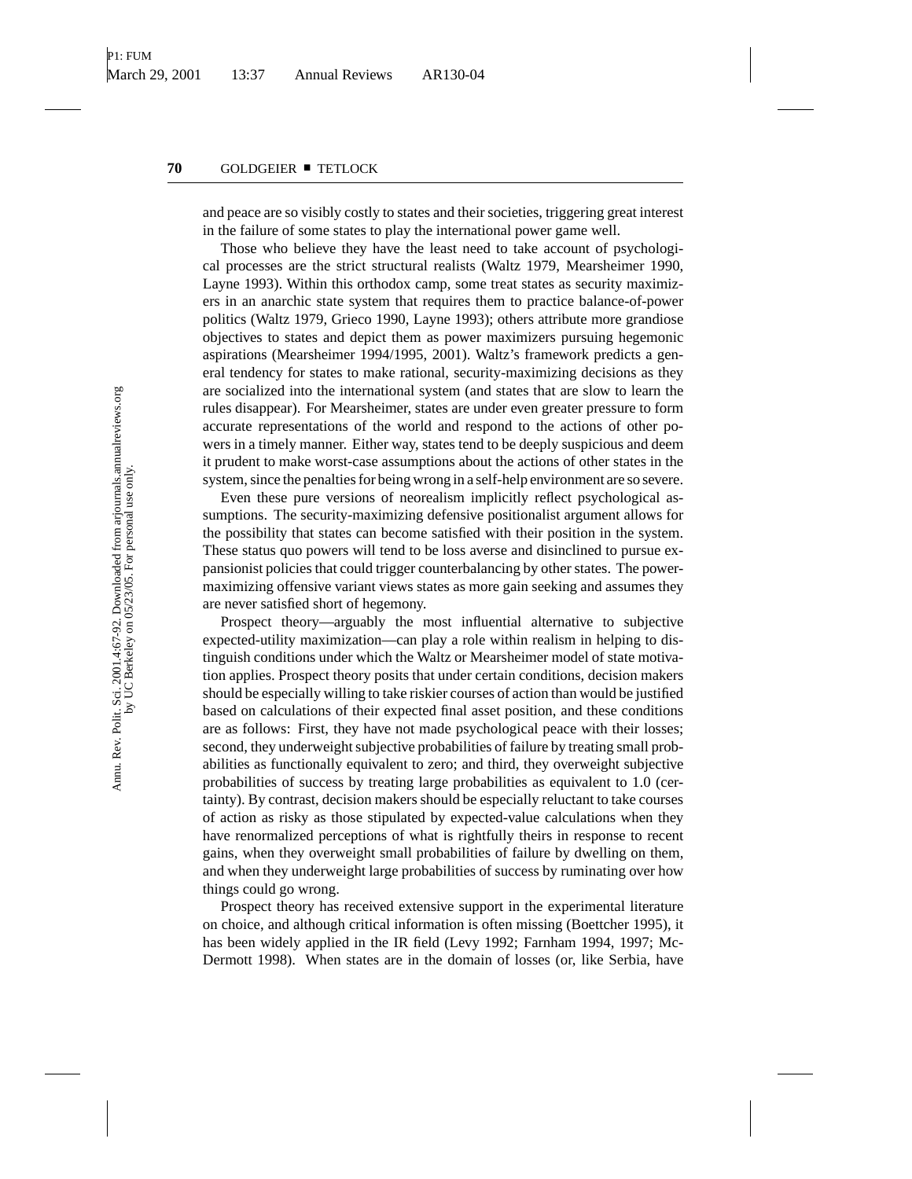and peace are so visibly costly to states and their societies, triggering great interest in the failure of some states to play the international power game well.

Those who believe they have the least need to take account of psychological processes are the strict structural realists (Waltz 1979, Mearsheimer 1990, Layne 1993). Within this orthodox camp, some treat states as security maximizers in an anarchic state system that requires them to practice balance-of-power politics (Waltz 1979, Grieco 1990, Layne 1993); others attribute more grandiose objectives to states and depict them as power maximizers pursuing hegemonic aspirations (Mearsheimer 1994/1995, 2001). Waltz's framework predicts a general tendency for states to make rational, security-maximizing decisions as they are socialized into the international system (and states that are slow to learn the rules disappear). For Mearsheimer, states are under even greater pressure to form accurate representations of the world and respond to the actions of other powers in a timely manner. Either way, states tend to be deeply suspicious and deem it prudent to make worst-case assumptions about the actions of other states in the system, since the penalties for being wrong in a self-help environment are so severe.

Even these pure versions of neorealism implicitly reflect psychological assumptions. The security-maximizing defensive positionalist argument allows for the possibility that states can become satisfied with their position in the system. These status quo powers will tend to be loss averse and disinclined to pursue expansionist policies that could trigger counterbalancing by other states. The power-maximizing offensive variant views states as more gain seeking and assumes they are never satisfied short of hegemony.

Prospect theory—arguably the most influential alternative to subjective expected-utility maximization—can play a role within realism in helping to distinguish conditions under which the Waltz or Mearsheimer model of state motivation applies. Prospect theory posits that under certain conditions, decision makers should be especially willing to take riskier courses of action than would be justified based on calculations of their expected final asset position, and these conditions are as follows: First, they have not made psychological peace with their losses; second, they underweight subjective probabilities of failure by treating small probabilities as functionally equivalent to zero; and third, they overweight subjective probabilities of success by treating large probabilities as equivalent to 1.0 (certainty). By contrast, decision makers should be especially reluctant to take courses of action as risky as those stipulated by expected-value calculations when they have renormalized perceptions of what is rightfully theirs in response to recent gains, when they overweight small probabilities of failure by dwelling on them, and when they underweight large probabilities of success by ruminating over how things could go wrong.

Prospect theory has received extensive support in the experimental literature on choice, and although critical information is often missing (Boettcher 1995), it has been widely applied in the IR field (Levy 1992; Farnham 1994, 1997; McDermott 1998). When states are in the domain of losses (or, like Serbia, have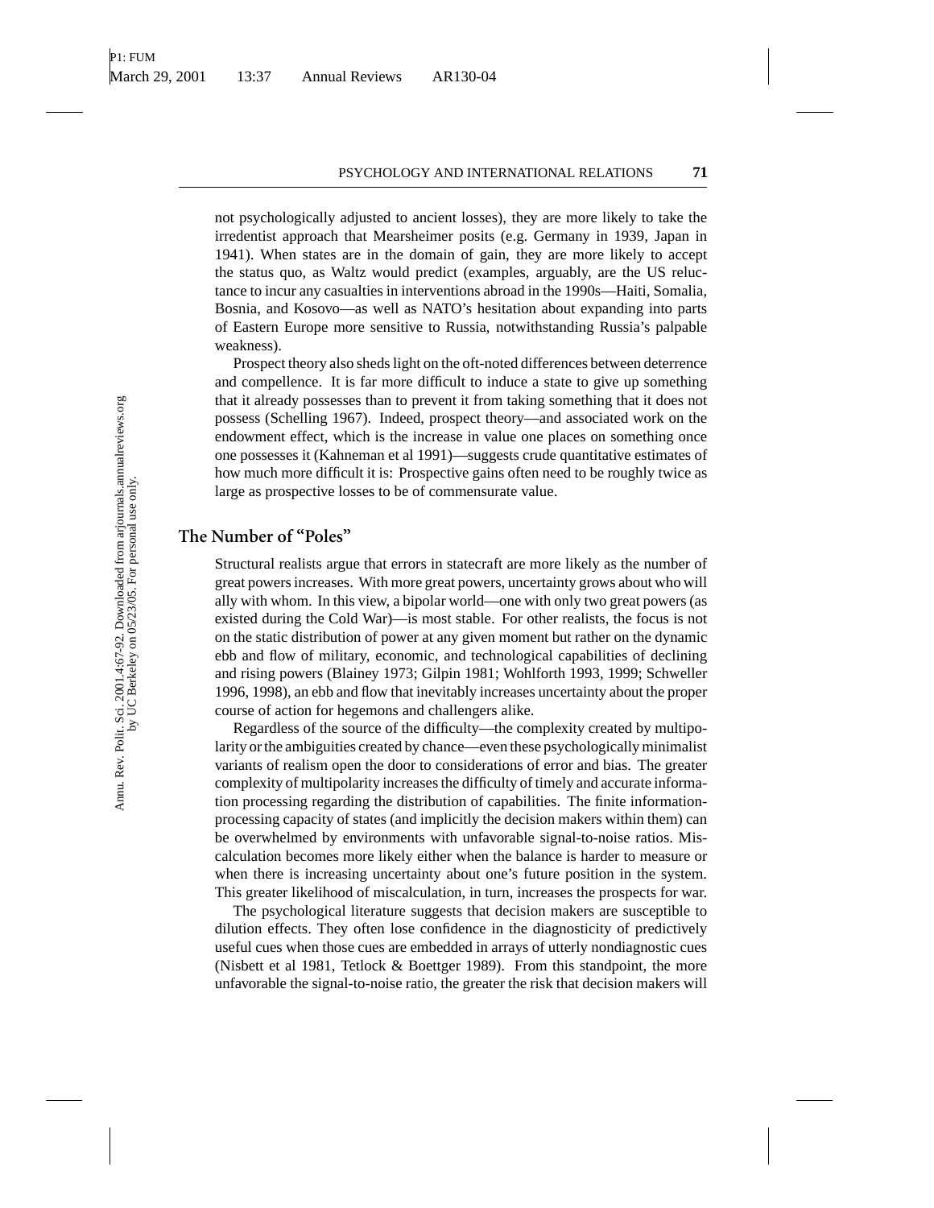not psychologically adjusted to ancient losses), they are more likely to take the irredentist approach that Mearsheimer posits (e.g. Germany in 1939, Japan in 1941). When states are in the domain of gain, they are more likely to accept the status quo, as Waltz would predict (examples, arguably, are the US reluctance to incur any casualties in interventions abroad in the 1990s—Haiti, Somalia, Bosnia, and Kosovo—as well as NATO's hesitation about expanding into parts of Eastern Europe more sensitive to Russia, notwithstanding Russia's palpable weakness).

Prospect theory also sheds light on the oft-noted differences between deterrence and compellence. It is far more difficult to induce a state to give up something that it already possesses than to prevent it from taking something that it does not possess (Schelling 1967). Indeed, prospect theory—and associated work on the endowment effect, which is the increase in value one places on something once one possesses it (Kahneman et al 1991)—suggests crude quantitative estimates of how much more difficult it is: Prospective gains often need to be roughly twice as large as prospective losses to be of commensurate value.

## The Number of "Poles"

Structural realists argue that errors in statecraft are more likely as the number of great powers increases. With more great powers, uncertainty grows about who will ally with whom. In this view, a bipolar world—one with only two great powers (as existed during the Cold War)—is most stable. For other realists, the focus is not on the static distribution of power at any given moment but rather on the dynamic ebb and flow of military, economic, and technological capabilities of declining and rising powers (Blainey 1973; Gilpin 1981; Wohlforth 1993, 1999; Schweller 1996, 1998), an ebb and flow that inevitably increases uncertainty about the proper course of action for hegemons and challengers alike.

Regardless of the source of the difficulty—the complexity created by multipolarity or the ambiguities created by chance—even these psychologically minimalist variants of realism open the door to considerations of error and bias. The greater complexity of multipolarity increases the difficulty of timely and accurate information processing regarding the distribution of capabilities. The finite information-processing capacity of states (and implicitly the decision makers within them) can be overwhelmed by environments with unfavorable signal-to-noise ratios. Miscalculation becomes more likely either when the balance is harder to measure or when there is increasing uncertainty about one's future position in the system. This greater likelihood of miscalculation, in turn, increases the prospects for war.

The psychological literature suggests that decision makers are susceptible to dilution effects. They often lose confidence in the diagnosticity of predictively useful cues when those cues are embedded in arrays of utterly nondiagnostic cues (Nisbett et al 1981, Tetlock & Boettger 1989). From this standpoint, the more unfavorable the signal-to-noise ratio, the greater the risk that decision makers will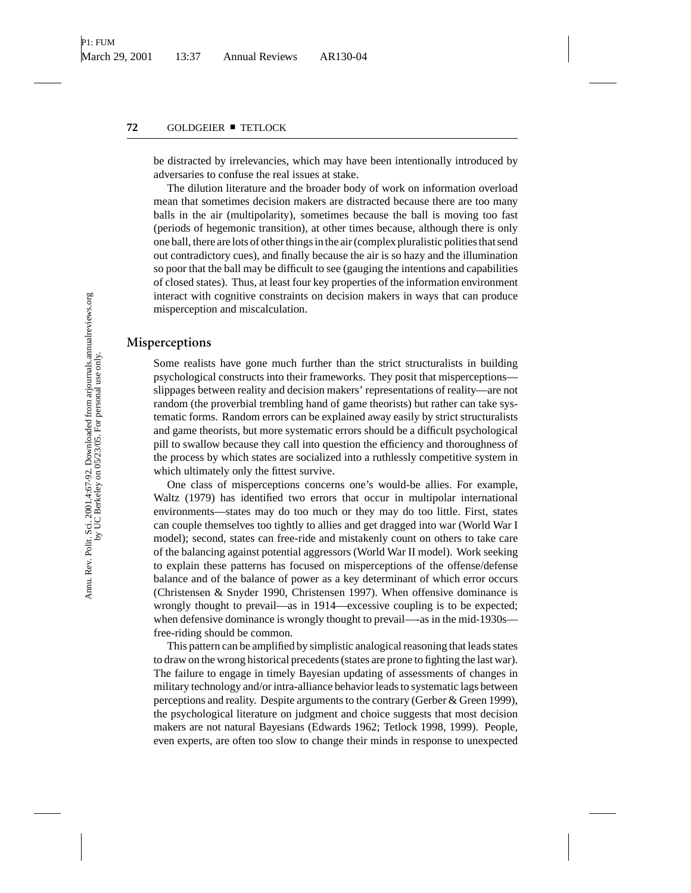be distracted by irrelevancies, which may have been intentionally introduced by adversaries to confuse the real issues at stake.

The dilution literature and the broader body of work on information overload mean that sometimes decision makers are distracted because there are too many balls in the air (multipolarity), sometimes because the ball is moving too fast (periods of hegemonic transition), at other times because, although there is only one ball, there are lots of other things in the air (complex pluralistic polities that send out contradictory cues), and finally because the air is so hazy and the illumination so poor that the ball may be difficult to see (gauging the intentions and capabilities of closed states). Thus, at least four key properties of the information environment interact with cognitive constraints on decision makers in ways that can produce misperception and miscalculation.

## Misperceptions

Some realists have gone much further than the strict structuralists in building psychological constructs into their frameworks. They posit that misperceptions—slippages between reality and decision makers' representations of reality—are not random (the proverbial trembling hand of game theorists) but rather can take systematic forms. Random errors can be explained away easily by strict structuralists and game theorists, but more systematic errors should be a difficult psychological pill to swallow because they call into question the efficiency and thoroughness of the process by which states are socialized into a ruthlessly competitive system in which ultimately only the fittest survive.

One class of misperceptions concerns one's would-be allies. For example, Waltz (1979) has identified two errors that occur in multipolar international environments—states may do too much or they may do too little. First, states can couple themselves too tightly to allies and get dragged into war (World War I model); second, states can free-ride and mistakenly count on others to take care of the balancing against potential aggressors (World War II model). Work seeking to explain these patterns has focused on misperceptions of the offense/defense balance and of the balance of power as a key determinant of which error occurs (Christensen & Snyder 1990, Christensen 1997). When offensive dominance is wrongly thought to prevail—as in 1914—excessive coupling is to be expected; when defensive dominance is wrongly thought to prevail—-as in the mid-1930s—free-riding should be common.

This pattern can be amplified by simplistic analogical reasoning that leads states to draw on the wrong historical precedents (states are prone to fighting the last war). The failure to engage in timely Bayesian updating of assessments of changes in military technology and/or intra-alliance behavior leads to systematic lags between perceptions and reality. Despite arguments to the contrary (Gerber & Green 1999), the psychological literature on judgment and choice suggests that most decision makers are not natural Bayesians (Edwards 1962; Tetlock 1998, 1999). People, even experts, are often too slow to change their minds in response to unexpected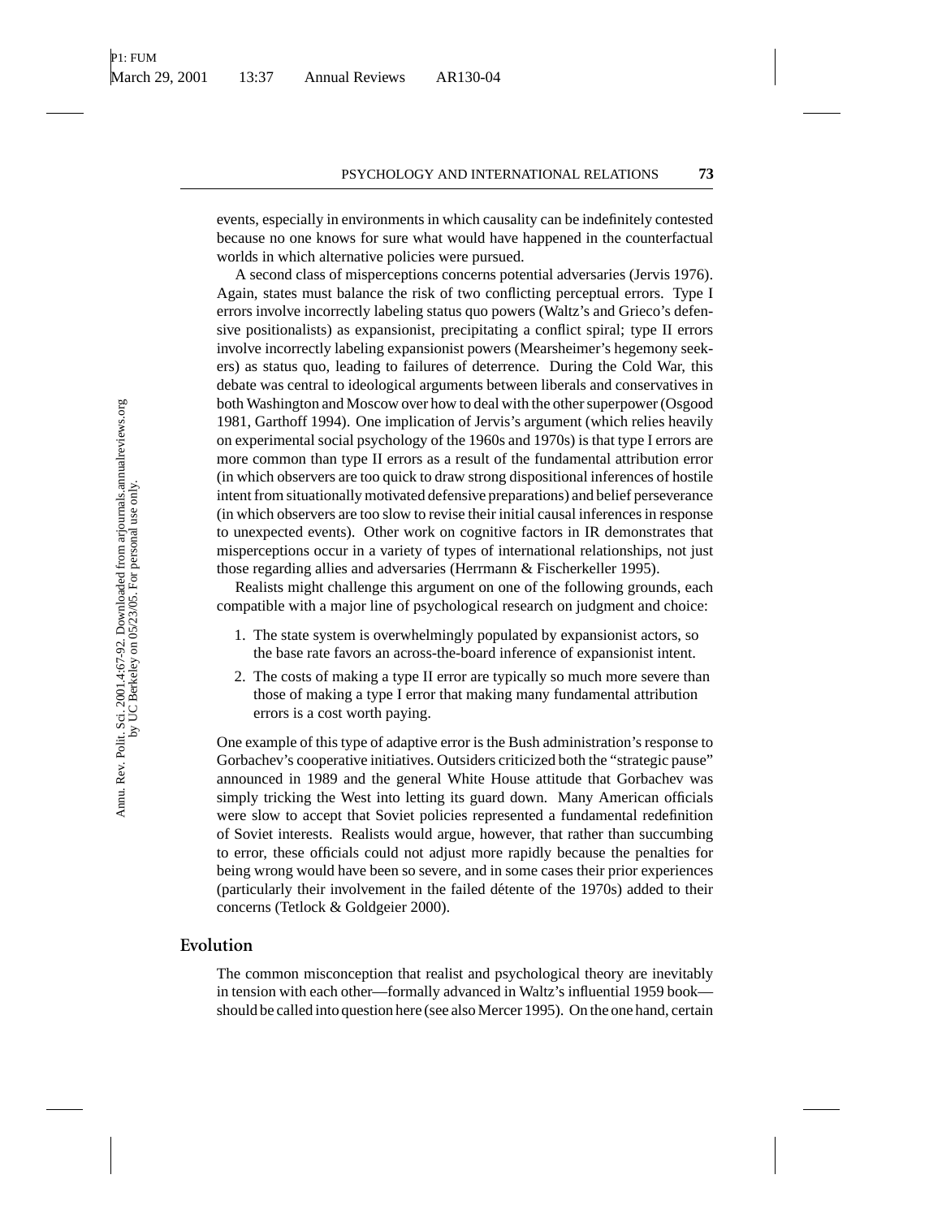events, especially in environments in which causality can be indefinitely contested because no one knows for sure what would have happened in the counterfactual worlds in which alternative policies were pursued.

A second class of misperceptions concerns potential adversaries (Jervis 1976). Again, states must balance the risk of two conflicting perceptual errors. Type I errors involve incorrectly labeling status quo powers (Waltz's and Grieco's defensive positionalists) as expansionist, precipitating a conflict spiral; type II errors involve incorrectly labeling expansionist powers (Mearsheimer's hegemony seekers) as status quo, leading to failures of deterrence. During the Cold War, this debate was central to ideological arguments between liberals and conservatives in both Washington and Moscow over how to deal with the other superpower (Osgood 1981, Garthoff 1994). One implication of Jervis's argument (which relies heavily on experimental social psychology of the 1960s and 1970s) is that type I errors are more common than type II errors as a result of the fundamental attribution error (in which observers are too quick to draw strong dispositional inferences of hostile intent from situationally motivated defensive preparations) and belief perseverance (in which observers are too slow to revise their initial causal inferences in response to unexpected events). Other work on cognitive factors in IR demonstrates that misperceptions occur in a variety of types of international relationships, not just those regarding allies and adversaries (Herrmann & Fischerkeller 1995).

Realists might challenge this argument on one of the following grounds, each compatible with a major line of psychological research on judgment and choice:

1. The state system is overwhelmingly populated by expansionist actors, so the base rate favors an across-the-board inference of expansionist intent.
2. The costs of making a type II error are typically so much more severe than those of making a type I error that making many fundamental attribution errors is a cost worth paying.

One example of this type of adaptive error is the Bush administration's response to Gorbachev's cooperative initiatives. Outsiders criticized both the "strategic pause" announced in 1989 and the general White House attitude that Gorbachev was simply tricking the West into letting its guard down. Many American officials were slow to accept that Soviet policies represented a fundamental redefinition of Soviet interests. Realists would argue, however, that rather than succumbing to error, these officials could not adjust more rapidly because the penalties for being wrong would have been so severe, and in some cases their prior experiences (particularly their involvement in the failed détente of the 1970s) added to their concerns (Tetlock & Goldgeier 2000).

### Evolution

The common misconception that realist and psychological theory are inevitably in tension with each other—formally advanced in Waltz's influential 1959 book—should be called into question here (see also Mercer 1995). On the one hand, certain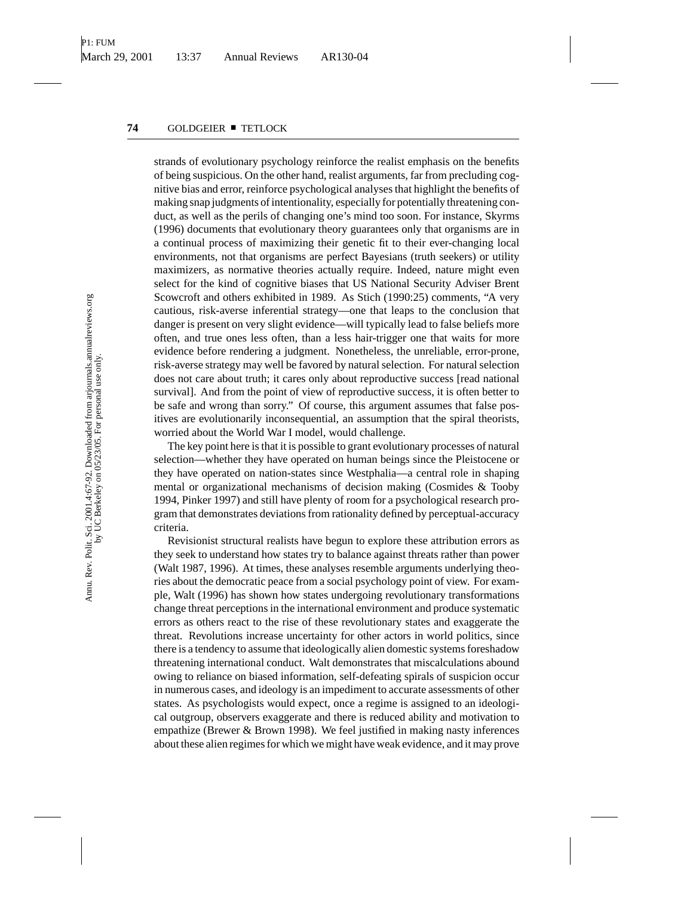strands of evolutionary psychology reinforce the realist emphasis on the benefits of being suspicious. On the other hand, realist arguments, far from precluding cognitive bias and error, reinforce psychological analyses that highlight the benefits of making snap judgments of intentionality, especially for potentially threatening conduct, as well as the perils of changing one's mind too soon. For instance, Skyrms (1996) documents that evolutionary theory guarantees only that organisms are in a continual process of maximizing their genetic fit to their ever-changing local environments, not that organisms are perfect Bayesians (truth seekers) or utility maximizers, as normative theories actually require. Indeed, nature might even select for the kind of cognitive biases that US National Security Adviser Brent Scowcroft and others exhibited in 1989. As Stich (1990:25) comments, "A very cautious, risk-averse inferential strategy—one that leaps to the conclusion that danger is present on very slight evidence—will typically lead to false beliefs more often, and true ones less often, than a less hair-trigger one that waits for more evidence before rendering a judgment. Nonetheless, the unreliable, error-prone, risk-averse strategy may well be favored by natural selection. For natural selection does not care about truth; it cares only about reproductive success [read national survival]. And from the point of view of reproductive success, it is often better to be safe and wrong than sorry." Of course, this argument assumes that false positives are evolutionarily inconsequential, an assumption that the spiral theorists, worried about the World War I model, would challenge.

The key point here is that it is possible to grant evolutionary processes of natural selection—whether they have operated on human beings since the Pleistocene or they have operated on nation-states since Westphalia—a central role in shaping mental or organizational mechanisms of decision making (Cosmides & Tooby 1994, Pinker 1997) and still have plenty of room for a psychological research program that demonstrates deviations from rationality defined by perceptual-accuracy criteria.

Revisionist structural realists have begun to explore these attribution errors as they seek to understand how states try to balance against threats rather than power (Walt 1987, 1996). At times, these analyses resemble arguments underlying theories about the democratic peace from a social psychology point of view. For example, Walt (1996) has shown how states undergoing revolutionary transformations change threat perceptions in the international environment and produce systematic errors as others react to the rise of these revolutionary states and exaggerate the threat. Revolutions increase uncertainty for other actors in world politics, since there is a tendency to assume that ideologically alien domestic systems foreshadow threatening international conduct. Walt demonstrates that miscalculations abound owing to reliance on biased information, self-defeating spirals of suspicion occur in numerous cases, and ideology is an impediment to accurate assessments of other states. As psychologists would expect, once a regime is assigned to an ideological outgroup, observers exaggerate and there is reduced ability and motivation to empathize (Brewer & Brown 1998). We feel justified in making nasty inferences about these alien regimes for which we might have weak evidence, and it may prove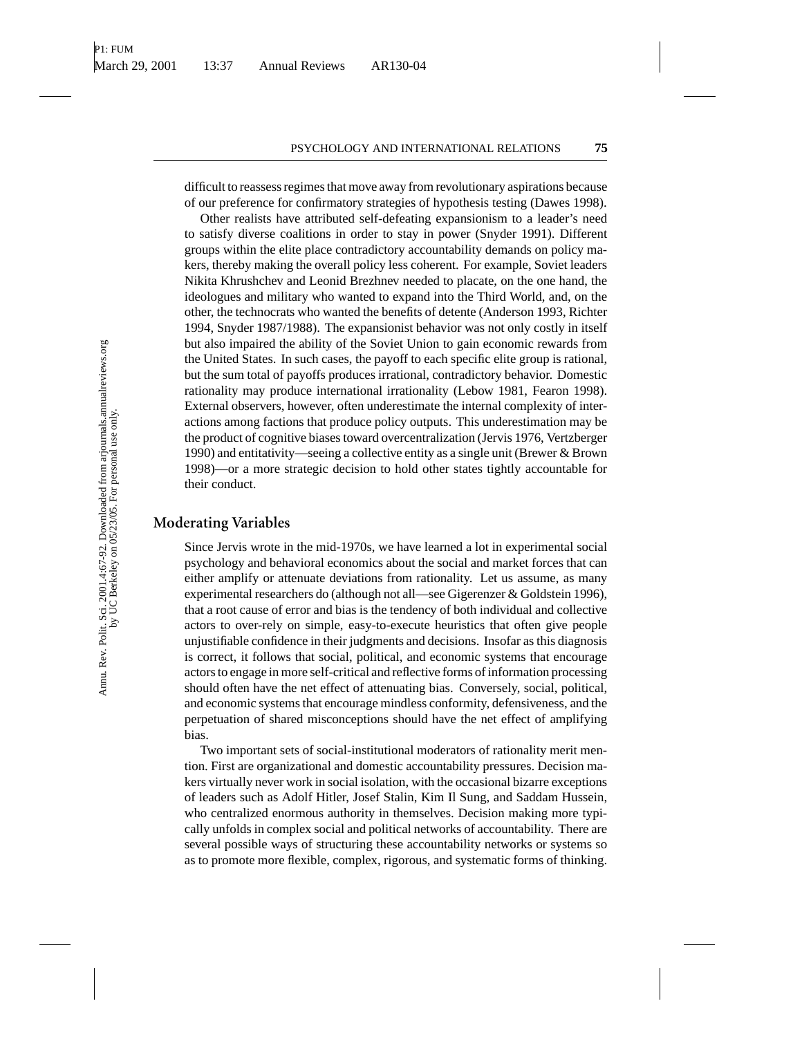difficult to reassess regimes that move away from revolutionary aspirations because of our preference for confirmatory strategies of hypothesis testing (Dawes 1998).

Other realists have attributed self-defeating expansionism to a leader's need to satisfy diverse coalitions in order to stay in power (Snyder 1991). Different groups within the elite place contradictory accountability demands on policy makers, thereby making the overall policy less coherent. For example, Soviet leaders Nikita Khrushchev and Leonid Brezhnev needed to placate, on the one hand, the ideologues and military who wanted to expand into the Third World, and, on the other, the technocrats who wanted the benefits of detente (Anderson 1993, Richter 1994, Snyder 1987/1988). The expansionist behavior was not only costly in itself but also impaired the ability of the Soviet Union to gain economic rewards from the United States. In such cases, the payoff to each specific elite group is rational, but the sum total of payoffs produces irrational, contradictory behavior. Domestic rationality may produce international irrationality (Lebow 1981, Fearon 1998). External observers, however, often underestimate the internal complexity of interactions among factions that produce policy outputs. This underestimation may be the product of cognitive biases toward overcentralization (Jervis 1976, Vertzberger 1990) and entitativity—seeing a collective entity as a single unit (Brewer & Brown 1998)—or a more strategic decision to hold other states tightly accountable for their conduct.

## Moderating Variables

Since Jervis wrote in the mid-1970s, we have learned a lot in experimental social psychology and behavioral economics about the social and market forces that can either amplify or attenuate deviations from rationality. Let us assume, as many experimental researchers do (although not all—see Gigerenzer & Goldstein 1996), that a root cause of error and bias is the tendency of both individual and collective actors to over-rely on simple, easy-to-execute heuristics that often give people unjustifiable confidence in their judgments and decisions. Insofar as this diagnosis is correct, it follows that social, political, and economic systems that encourage actors to engage in more self-critical and reflective forms of information processing should often have the net effect of attenuating bias. Conversely, social, political, and economic systems that encourage mindless conformity, defensiveness, and the perpetuation of shared misconceptions should have the net effect of amplifying bias.

Two important sets of social-institutional moderators of rationality merit mention. First are organizational and domestic accountability pressures. Decision makers virtually never work in social isolation, with the occasional bizarre exceptions of leaders such as Adolf Hitler, Josef Stalin, Kim Il Sung, and Saddam Hussein, who centralized enormous authority in themselves. Decision making more typically unfolds in complex social and political networks of accountability. There are several possible ways of structuring these accountability networks or systems so as to promote more flexible, complex, rigorous, and systematic forms of thinking.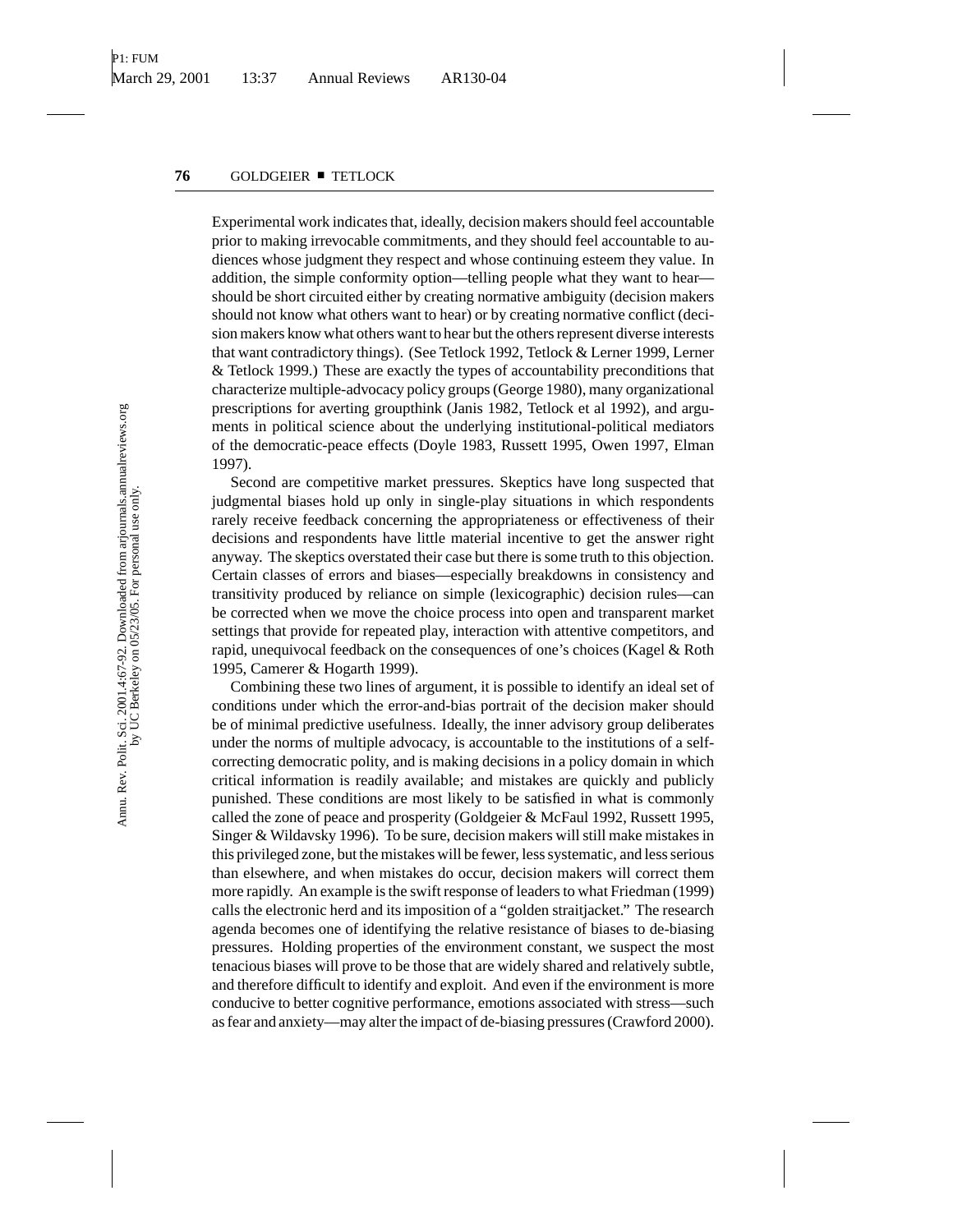Experimental work indicates that, ideally, decision makers should feel accountable prior to making irrevocable commitments, and they should feel accountable to audiences whose judgment they respect and whose continuing esteem they value. In addition, the simple conformity option—telling people what they want to hear—should be short circuited either by creating normative ambiguity (decision makers should not know what others want to hear) or by creating normative conflict (decision makers know what others want to hear but the others represent diverse interests that want contradictory things). (See Tetlock 1992, Tetlock & Lerner 1999, Lerner & Tetlock 1999.) These are exactly the types of accountability preconditions that characterize multiple-advocacy policy groups (George 1980), many organizational prescriptions for averting groupthink (Janis 1982, Tetlock et al 1992), and arguments in political science about the underlying institutional-political mediators of the democratic-peace effects (Doyle 1983, Russett 1995, Owen 1997, Elman 1997).

Second are competitive market pressures. Skeptics have long suspected that judgmental biases hold up only in single-play situations in which respondents rarely receive feedback concerning the appropriateness or effectiveness of their decisions and respondents have little material incentive to get the answer right anyway. The skeptics overstated their case but there is some truth to this objection. Certain classes of errors and biases—especially breakdowns in consistency and transitivity produced by reliance on simple (lexicographic) decision rules—can be corrected when we move the choice process into open and transparent market settings that provide for repeated play, interaction with attentive competitors, and rapid, unequivocal feedback on the consequences of one's choices (Kagel & Roth 1995, Camerer & Hogarth 1999).

Combining these two lines of argument, it is possible to identify an ideal set of conditions under which the error-and-bias portrait of the decision maker should be of minimal predictive usefulness. Ideally, the inner advisory group deliberates under the norms of multiple advocacy, is accountable to the institutions of a self-correcting democratic polity, and is making decisions in a policy domain in which critical information is readily available; and mistakes are quickly and publicly punished. These conditions are most likely to be satisfied in what is commonly called the zone of peace and prosperity (Goldgeier & McFaul 1992, Russett 1995, Singer & Wildavsky 1996). To be sure, decision makers will still make mistakes in this privileged zone, but the mistakes will be fewer, less systematic, and less serious than elsewhere, and when mistakes do occur, decision makers will correct them more rapidly. An example is the swift response of leaders to what Friedman (1999) calls the electronic herd and its imposition of a "golden straitjacket." The research agenda becomes one of identifying the relative resistance of biases to de-biasing pressures. Holding properties of the environment constant, we suspect the most tenacious biases will prove to be those that are widely shared and relatively subtle, and therefore difficult to identify and exploit. And even if the environment is more conducive to better cognitive performance, emotions associated with stress—such as fear and anxiety—may alter the impact of de-biasing pressures (Crawford 2000).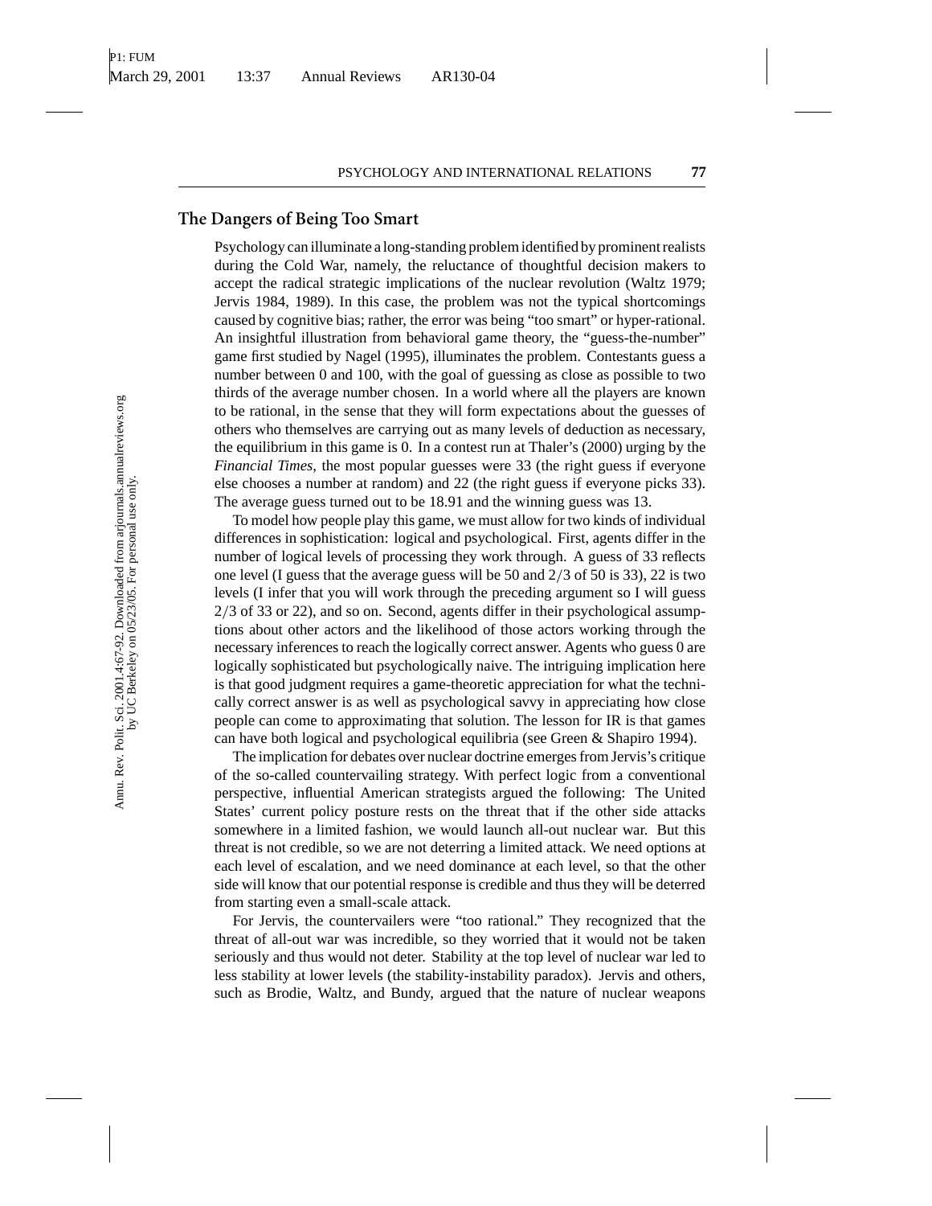## The Dangers of Being Too Smart

Psychology can illuminate a long-standing problem identified by prominent realists during the Cold War, namely, the reluctance of thoughtful decision makers to accept the radical strategic implications of the nuclear revolution (Waltz 1979; Jervis 1984, 1989). In this case, the problem was not the typical shortcomings caused by cognitive bias; rather, the error was being "too smart" or hyper-rational. An insightful illustration from behavioral game theory, the "guess-the-number" game first studied by Nagel (1995), illuminates the problem. Contestants guess a number between 0 and 100, with the goal of guessing as close as possible to two thirds of the average number chosen. In a world where all the players are known to be rational, in the sense that they will form expectations about the guesses of others who themselves are carrying out as many levels of deduction as necessary, the equilibrium in this game is 0. In a contest run at Thaler's (2000) urging by the *Financial Times*, the most popular guesses were 33 (the right guess if everyone else chooses a number at random) and 22 (the right guess if everyone picks 33). The average guess turned out to be 18.91 and the winning guess was 13.

To model how people play this game, we must allow for two kinds of individual differences in sophistication: logical and psychological. First, agents differ in the number of logical levels of processing they work through. A guess of 33 reflects one level (I guess that the average guess will be 50 and $2/3$ of 50 is 33), 22 is two levels (I infer that you will work through the preceding argument so I will guess $2/3$ of 33 or 22), and so on. Second, agents differ in their psychological assumptions about other actors and the likelihood of those actors working through the necessary inferences to reach the logically correct answer. Agents who guess 0 are logically sophisticated but psychologically naive. The intriguing implication here is that good judgment requires a game-theoretic appreciation for what the technically correct answer is as well as psychological savvy in appreciating how close people can come to approximating that solution. The lesson for IR is that games can have both logical and psychological equilibria (see Green & Shapiro 1994).

The implication for debates over nuclear doctrine emerges from Jervis's critique of the so-called countervailing strategy. With perfect logic from a conventional perspective, influential American strategists argued the following: The United States' current policy posture rests on the threat that if the other side attacks somewhere in a limited fashion, we would launch all-out nuclear war. But this threat is not credible, so we are not deterring a limited attack. We need options at each level of escalation, and we need dominance at each level, so that the other side will know that our potential response is credible and thus they will be deterred from starting even a small-scale attack.

For Jervis, the countervailers were "too rational." They recognized that the threat of all-out war was incredible, so they worried that it would not be taken seriously and thus would not deter. Stability at the top level of nuclear war led to less stability at lower levels (the stability-instability paradox). Jervis and others, such as Brodie, Waltz, and Bundy, argued that the nature of nuclear weapons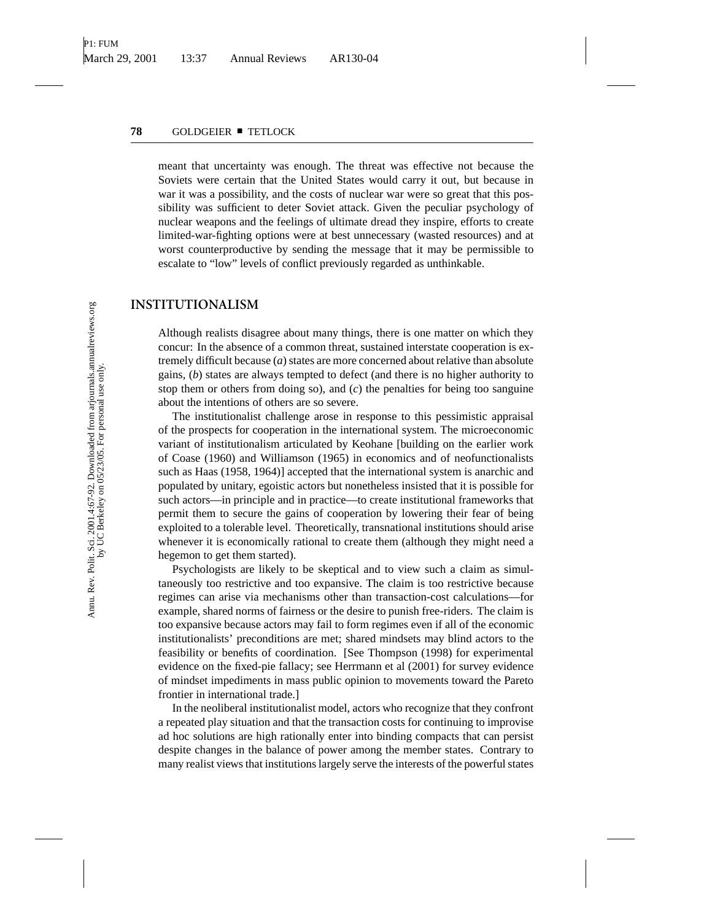meant that uncertainty was enough. The threat was effective not because the Soviets were certain that the United States would carry it out, but because in war it was a possibility, and the costs of nuclear war were so great that this possibility was sufficient to deter Soviet attack. Given the peculiar psychology of nuclear weapons and the feelings of ultimate dread they inspire, efforts to create limited-war-fighting options were at best unnecessary (wasted resources) and at worst counterproductive by sending the message that it may be permissible to escalate to "low" levels of conflict previously regarded as unthinkable.

## INSTITUTIONALISM

Although realists disagree about many things, there is one matter on which they concur: In the absence of a common threat, sustained interstate cooperation is extremely difficult because (*a*) states are more concerned about relative than absolute gains, (*b*) states are always tempted to defect (and there is no higher authority to stop them or others from doing so), and (*c*) the penalties for being too sanguine about the intentions of others are so severe.

The institutionalist challenge arose in response to this pessimistic appraisal of the prospects for cooperation in the international system. The microeconomic variant of institutionalism articulated by Keohane [building on the earlier work of Coase (1960) and Williamson (1965) in economics and of neofunctionalists such as Haas (1958, 1964)] accepted that the international system is anarchic and populated by unitary, egoistic actors but nonetheless insisted that it is possible for such actors—in principle and in practice—to create institutional frameworks that permit them to secure the gains of cooperation by lowering their fear of being exploited to a tolerable level. Theoretically, transnational institutions should arise whenever it is economically rational to create them (although they might need a hegemon to get them started).

Psychologists are likely to be skeptical and to view such a claim as simultaneously too restrictive and too expansive. The claim is too restrictive because regimes can arise via mechanisms other than transaction-cost calculations—for example, shared norms of fairness or the desire to punish free-riders. The claim is too expansive because actors may fail to form regimes even if all of the economic institutionalists' preconditions are met; shared mindsets may blind actors to the feasibility or benefits of coordination. [See Thompson (1998) for experimental evidence on the fixed-pie fallacy; see Herrmann et al (2001) for survey evidence of mindset impediments in mass public opinion to movements toward the Pareto frontier in international trade.]

In the neoliberal institutionalist model, actors who recognize that they confront a repeated play situation and that the transaction costs for continuing to improvise ad hoc solutions are high rationally enter into binding compacts that can persist despite changes in the balance of power among the member states. Contrary to many realist views that institutions largely serve the interests of the powerful states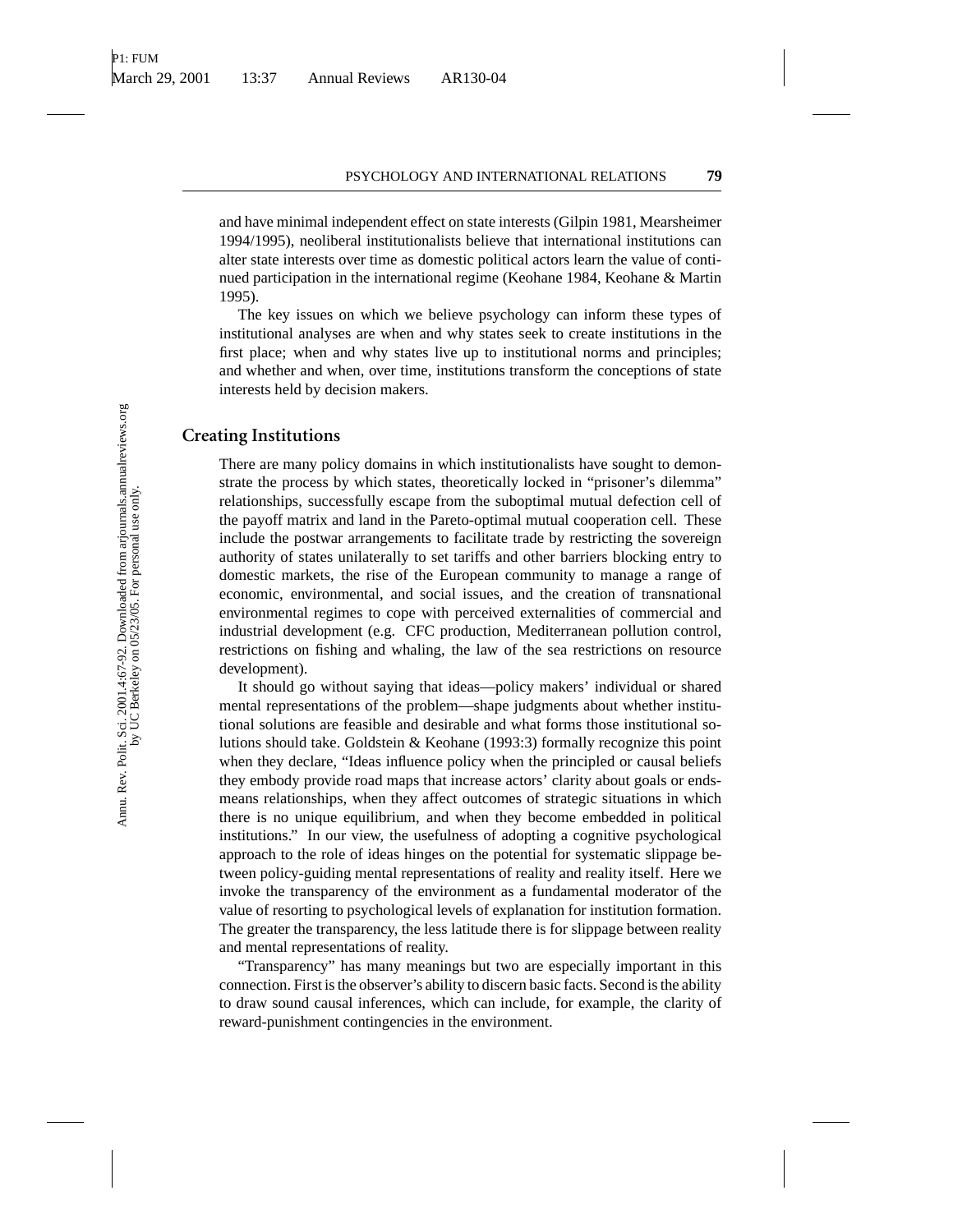and have minimal independent effect on state interests (Gilpin 1981, Mearsheimer 1994/1995), neoliberal institutionalists believe that international institutions can alter state interests over time as domestic political actors learn the value of continued participation in the international regime (Keohane 1984, Keohane & Martin 1995).

The key issues on which we believe psychology can inform these types of institutional analyses are when and why states seek to create institutions in the first place; when and why states live up to institutional norms and principles; and whether and when, over time, institutions transform the conceptions of state interests held by decision makers.

## Creating Institutions

There are many policy domains in which institutionalists have sought to demonstrate the process by which states, theoretically locked in "prisoner's dilemma" relationships, successfully escape from the suboptimal mutual defection cell of the payoff matrix and land in the Pareto-optimal mutual cooperation cell. These include the postwar arrangements to facilitate trade by restricting the sovereign authority of states unilaterally to set tariffs and other barriers blocking entry to domestic markets, the rise of the European community to manage a range of economic, environmental, and social issues, and the creation of transnational environmental regimes to cope with perceived externalities of commercial and industrial development (e.g. CFC production, Mediterranean pollution control, restrictions on fishing and whaling, the law of the sea restrictions on resource development).

It should go without saying that ideas—policy makers' individual or shared mental representations of the problem—shape judgments about whether institutional solutions are feasible and desirable and what forms those institutional solutions should take. Goldstein & Keohane (1993:3) formally recognize this point when they declare, "Ideas influence policy when the principled or causal beliefs they embody provide road maps that increase actors' clarity about goals or ends-means relationships, when they affect outcomes of strategic situations in which there is no unique equilibrium, and when they become embedded in political institutions." In our view, the usefulness of adopting a cognitive psychological approach to the role of ideas hinges on the potential for systematic slippage between policy-guiding mental representations of reality and reality itself. Here we invoke the transparency of the environment as a fundamental moderator of the value of resorting to psychological levels of explanation for institution formation. The greater the transparency, the less latitude there is for slippage between reality and mental representations of reality.

"Transparency" has many meanings but two are especially important in this connection. First is the observer's ability to discern basic facts. Second is the ability to draw sound causal inferences, which can include, for example, the clarity of reward-punishment contingencies in the environment.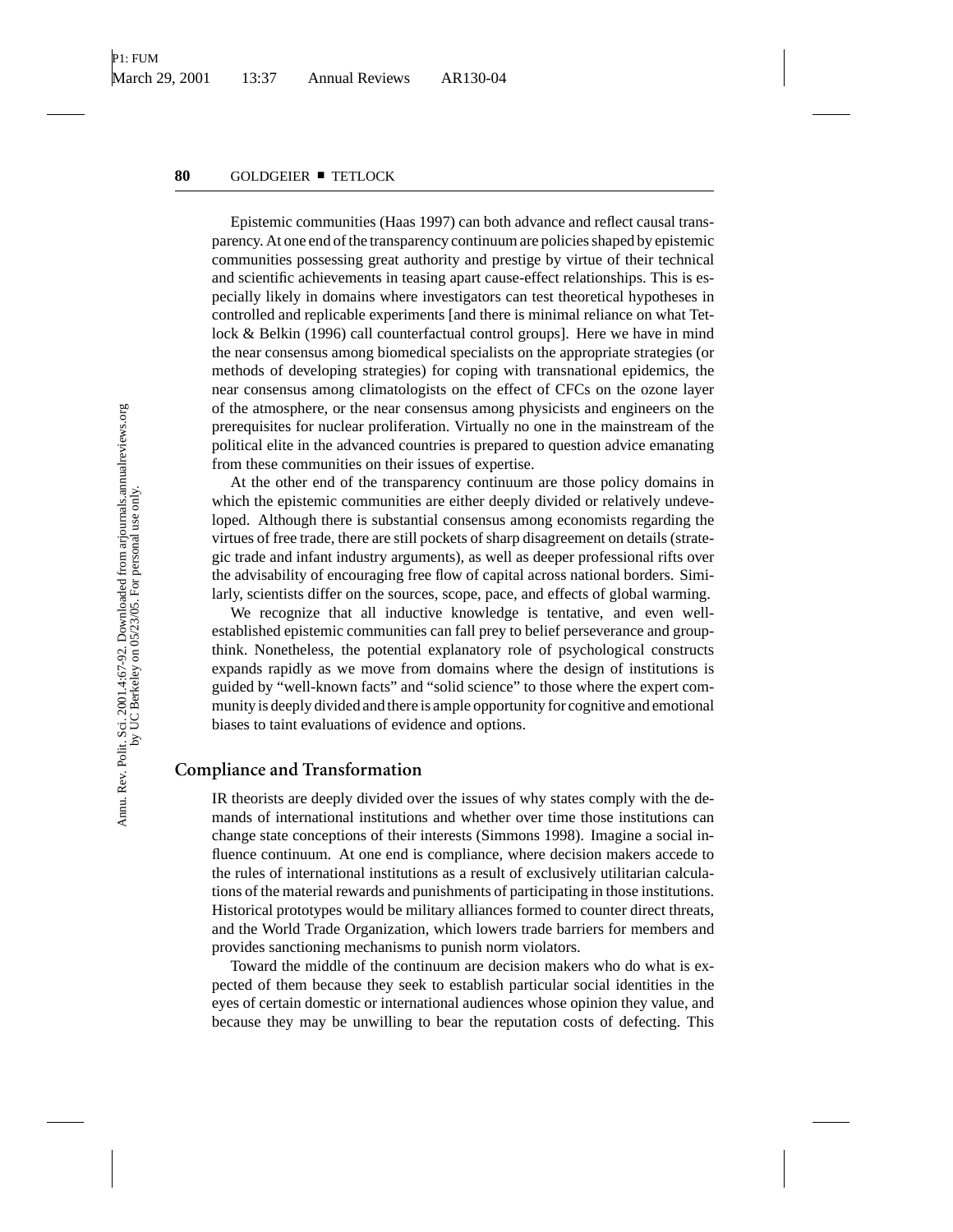Epistemic communities (Haas 1997) can both advance and reflect causal transparency. At one end of the transparency continuum are policies shaped by epistemic communities possessing great authority and prestige by virtue of their technical and scientific achievements in teasing apart cause-effect relationships. This is especially likely in domains where investigators can test theoretical hypotheses in controlled and replicable experiments [and there is minimal reliance on what Tetlock & Belkin (1996) call counterfactual control groups]. Here we have in mind the near consensus among biomedical specialists on the appropriate strategies (or methods of developing strategies) for coping with transnational epidemics, the near consensus among climatologists on the effect of CFCs on the ozone layer of the atmosphere, or the near consensus among physicists and engineers on the prerequisites for nuclear proliferation. Virtually no one in the mainstream of the political elite in the advanced countries is prepared to question advice emanating from these communities on their issues of expertise.

At the other end of the transparency continuum are those policy domains in which the epistemic communities are either deeply divided or relatively undeveloped. Although there is substantial consensus among economists regarding the virtues of free trade, there are still pockets of sharp disagreement on details (strategic trade and infant industry arguments), as well as deeper professional rifts over the advisability of encouraging free flow of capital across national borders. Similarly, scientists differ on the sources, scope, pace, and effects of global warming.

We recognize that all inductive knowledge is tentative, and even well-established epistemic communities can fall prey to belief perseverance and groupthink. Nonetheless, the potential explanatory role of psychological constructs expands rapidly as we move from domains where the design of institutions is guided by "well-known facts" and "solid science" to those where the expert community is deeply divided and there is ample opportunity for cognitive and emotional biases to taint evaluations of evidence and options.

## Compliance and Transformation

IR theorists are deeply divided over the issues of why states comply with the demands of international institutions and whether over time those institutions can change state conceptions of their interests (Simmons 1998). Imagine a social influence continuum. At one end is compliance, where decision makers accede to the rules of international institutions as a result of exclusively utilitarian calculations of the material rewards and punishments of participating in those institutions. Historical prototypes would be military alliances formed to counter direct threats, and the World Trade Organization, which lowers trade barriers for members and provides sanctioning mechanisms to punish norm violators.

Toward the middle of the continuum are decision makers who do what is expected of them because they seek to establish particular social identities in the eyes of certain domestic or international audiences whose opinion they value, and because they may be unwilling to bear the reputation costs of defecting. This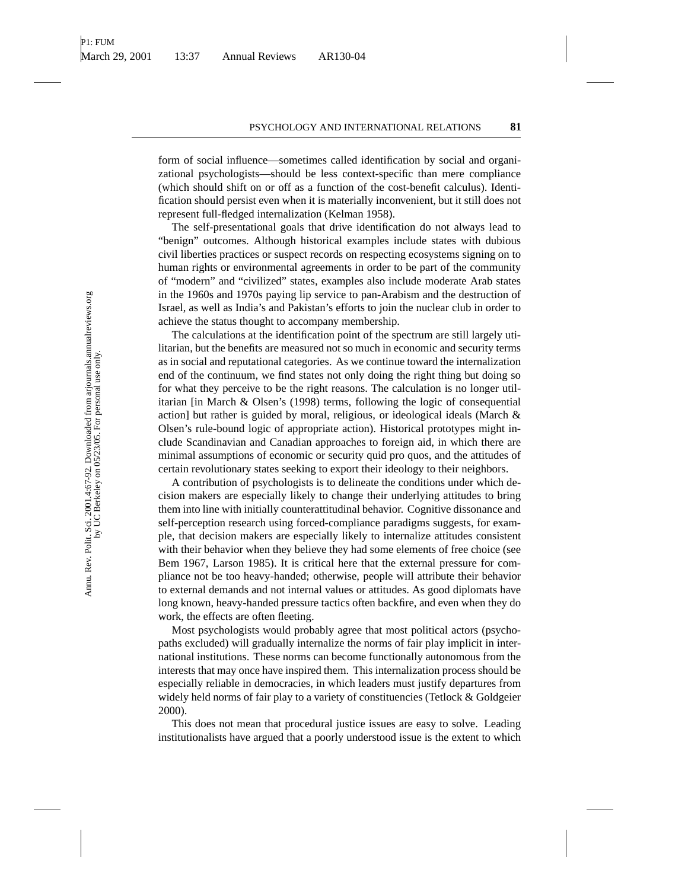form of social influence—sometimes called identification by social and organizational psychologists—should be less context-specific than mere compliance (which should shift on or off as a function of the cost-benefit calculus). Identification should persist even when it is materially inconvenient, but it still does not represent full-fledged internalization (Kelman 1958).

The self-presentational goals that drive identification do not always lead to "benign" outcomes. Although historical examples include states with dubious civil liberties practices or suspect records on respecting ecosystems signing on to human rights or environmental agreements in order to be part of the community of "modern" and "civilized" states, examples also include moderate Arab states in the 1960s and 1970s paying lip service to pan-Arabism and the destruction of Israel, as well as India's and Pakistan's efforts to join the nuclear club in order to achieve the status thought to accompany membership.

The calculations at the identification point of the spectrum are still largely utilitarian, but the benefits are measured not so much in economic and security terms as in social and reputational categories. As we continue toward the internalization end of the continuum, we find states not only doing the right thing but doing so for what they perceive to be the right reasons. The calculation is no longer utilitarian [in March & Olsen's (1998) terms, following the logic of consequential action] but rather is guided by moral, religious, or ideological ideals (March & Olsen's rule-bound logic of appropriate action). Historical prototypes might include Scandinavian and Canadian approaches to foreign aid, in which there are minimal assumptions of economic or security quid pro quos, and the attitudes of certain revolutionary states seeking to export their ideology to their neighbors.

A contribution of psychologists is to delineate the conditions under which decision makers are especially likely to change their underlying attitudes to bring them into line with initially counterattitudinal behavior. Cognitive dissonance and self-perception research using forced-compliance paradigms suggests, for example, that decision makers are especially likely to internalize attitudes consistent with their behavior when they believe they had some elements of free choice (see Bem 1967, Larson 1985). It is critical here that the external pressure for compliance not be too heavy-handed; otherwise, people will attribute their behavior to external demands and not internal values or attitudes. As good diplomats have long known, heavy-handed pressure tactics often backfire, and even when they do work, the effects are often fleeting.

Most psychologists would probably agree that most political actors (psychopaths excluded) will gradually internalize the norms of fair play implicit in international institutions. These norms can become functionally autonomous from the interests that may once have inspired them. This internalization process should be especially reliable in democracies, in which leaders must justify departures from widely held norms of fair play to a variety of constituencies (Tetlock & Goldgeier 2000).

This does not mean that procedural justice issues are easy to solve. Leading institutionalists have argued that a poorly understood issue is the extent to which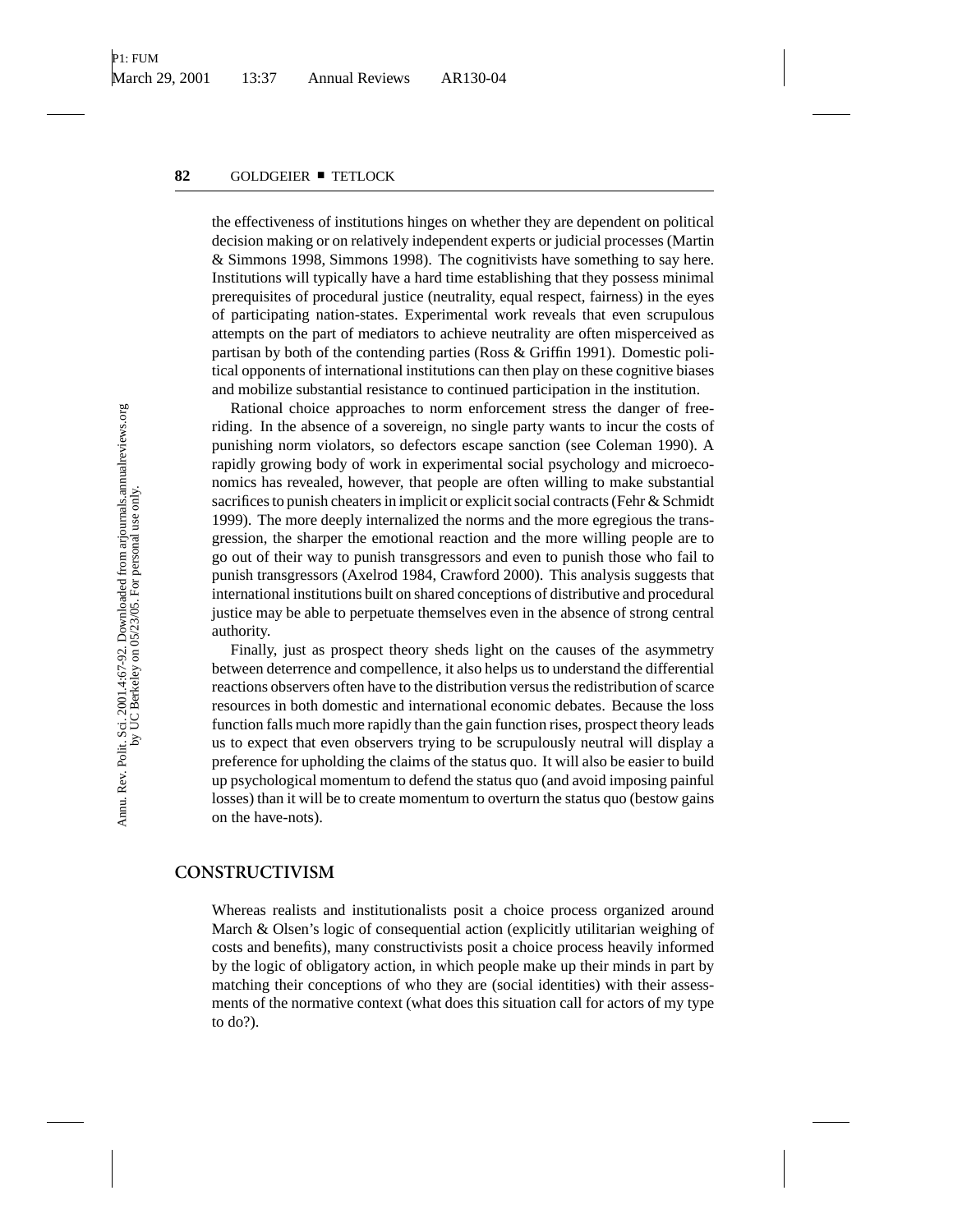the effectiveness of institutions hinges on whether they are dependent on political decision making or on relatively independent experts or judicial processes (Martin & Simmons 1998, Simmons 1998). The cognitivists have something to say here. Institutions will typically have a hard time establishing that they possess minimal prerequisites of procedural justice (neutrality, equal respect, fairness) in the eyes of participating nation-states. Experimental work reveals that even scrupulous attempts on the part of mediators to achieve neutrality are often misperceived as partisan by both of the contending parties (Ross & Griffin 1991). Domestic political opponents of international institutions can then play on these cognitive biases and mobilize substantial resistance to continued participation in the institution.

Rational choice approaches to norm enforcement stress the danger of free-riding. In the absence of a sovereign, no single party wants to incur the costs of punishing norm violators, so defectors escape sanction (see Coleman 1990). A rapidly growing body of work in experimental social psychology and microeconomics has revealed, however, that people are often willing to make substantial sacrifices to punish cheaters in implicit or explicit social contracts (Fehr & Schmidt 1999). The more deeply internalized the norms and the more egregious the transgression, the sharper the emotional reaction and the more willing people are to go out of their way to punish transgressors and even to punish those who fail to punish transgressors (Axelrod 1984, Crawford 2000). This analysis suggests that international institutions built on shared conceptions of distributive and procedural justice may be able to perpetuate themselves even in the absence of strong central authority.

Finally, just as prospect theory sheds light on the causes of the asymmetry between deterrence and compellence, it also helps us to understand the differential reactions observers often have to the distribution versus the redistribution of scarce resources in both domestic and international economic debates. Because the loss function falls much more rapidly than the gain function rises, prospect theory leads us to expect that even observers trying to be scrupulously neutral will display a preference for upholding the claims of the status quo. It will also be easier to build up psychological momentum to defend the status quo (and avoid imposing painful losses) than it will be to create momentum to overturn the status quo (bestow gains on the have-nots).

## CONSTRUCTIVISM

Whereas realists and institutionalists posit a choice process organized around March & Olsen's logic of consequential action (explicitly utilitarian weighing of costs and benefits), many constructivists posit a choice process heavily informed by the logic of obligatory action, in which people make up their minds in part by matching their conceptions of who they are (social identities) with their assessments of the normative context (what does this situation call for actors of my type to do?).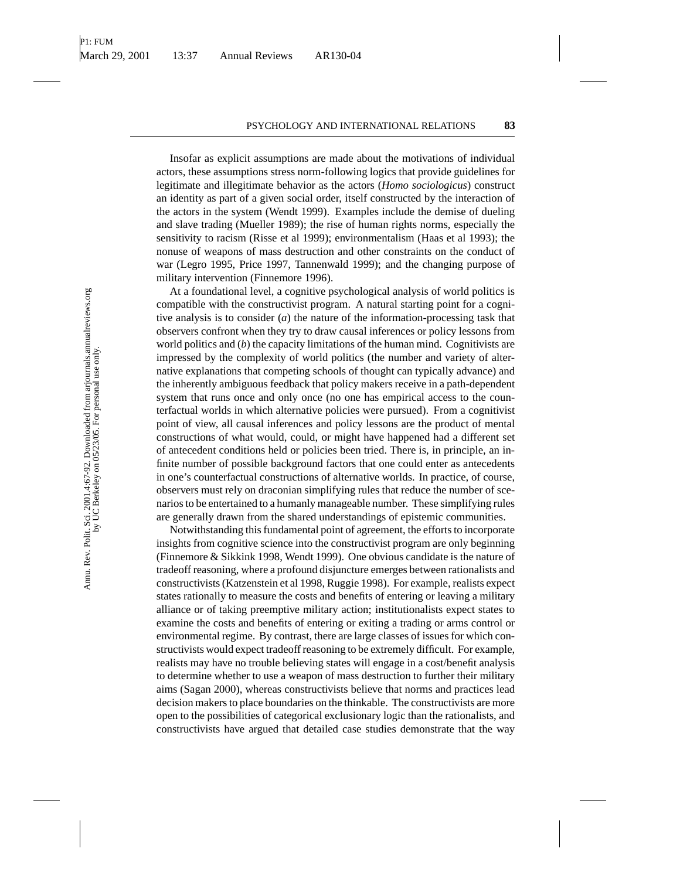Insofar as explicit assumptions are made about the motivations of individual actors, these assumptions stress norm-following logics that provide guidelines for legitimate and illegitimate behavior as the actors (*Homo sociologicus*) construct an identity as part of a given social order, itself constructed by the interaction of the actors in the system (Wendt 1999). Examples include the demise of dueling and slave trading (Mueller 1989); the rise of human rights norms, especially the sensitivity to racism (Risse et al 1999); environmentalism (Haas et al 1993); the nonuse of weapons of mass destruction and other constraints on the conduct of war (Legro 1995, Price 1997, Tannenwald 1999); and the changing purpose of military intervention (Finnemore 1996).

At a foundational level, a cognitive psychological analysis of world politics is compatible with the constructivist program. A natural starting point for a cognitive analysis is to consider (*a*) the nature of the information-processing task that observers confront when they try to draw causal inferences or policy lessons from world politics and (*b*) the capacity limitations of the human mind. Cognitivists are impressed by the complexity of world politics (the number and variety of alternative explanations that competing schools of thought can typically advance) and the inherently ambiguous feedback that policy makers receive in a path-dependent system that runs once and only once (no one has empirical access to the counterfactual worlds in which alternative policies were pursued). From a cognitivist point of view, all causal inferences and policy lessons are the product of mental constructions of what would, could, or might have happened had a different set of antecedent conditions held or policies been tried. There is, in principle, an infinite number of possible background factors that one could enter as antecedents in one's counterfactual constructions of alternative worlds. In practice, of course, observers must rely on draconian simplifying rules that reduce the number of scenarios to be entertained to a humanly manageable number. These simplifying rules are generally drawn from the shared understandings of epistemic communities.

Notwithstanding this fundamental point of agreement, the efforts to incorporate insights from cognitive science into the constructivist program are only beginning (Finnemore & Sikkink 1998, Wendt 1999). One obvious candidate is the nature of tradeoff reasoning, where a profound disjuncture emerges between rationalists and constructivists (Katzenstein et al 1998, Ruggie 1998). For example, realists expect states rationally to measure the costs and benefits of entering or leaving a military alliance or of taking preemptive military action; institutionalists expect states to examine the costs and benefits of entering or exiting a trading or arms control or environmental regime. By contrast, there are large classes of issues for which constructivists would expect tradeoff reasoning to be extremely difficult. For example, realists may have no trouble believing states will engage in a cost/benefit analysis to determine whether to use a weapon of mass destruction to further their military aims (Sagan 2000), whereas constructivists believe that norms and practices lead decision makers to place boundaries on the thinkable. The constructivists are more open to the possibilities of categorical exclusionary logic than the rationalists, and constructivists have argued that detailed case studies demonstrate that the way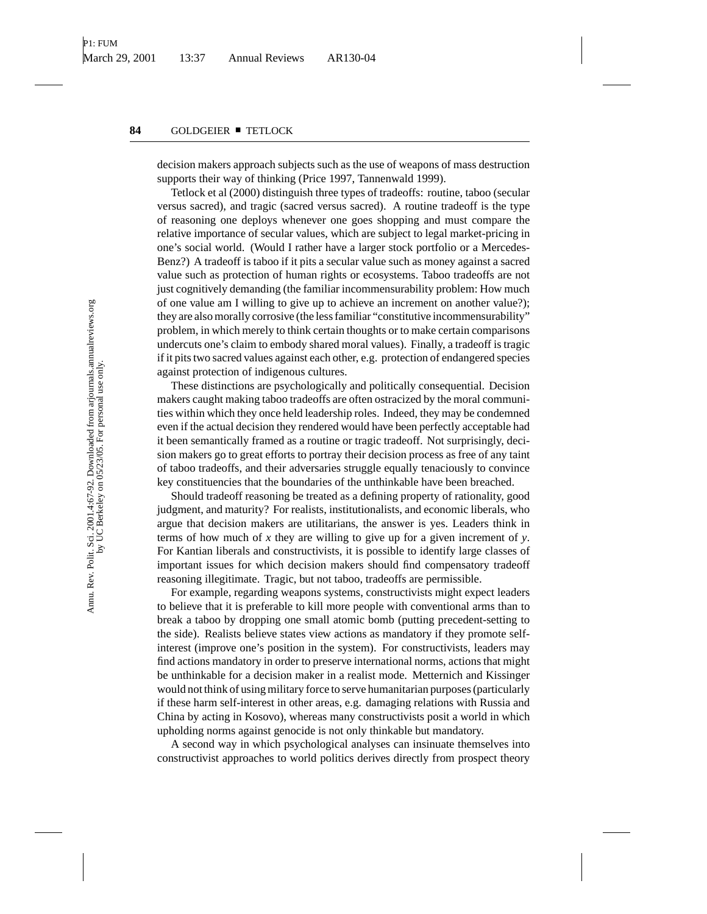decision makers approach subjects such as the use of weapons of mass destruction supports their way of thinking (Price 1997, Tannenwald 1999).

Tetlock et al (2000) distinguish three types of tradeoffs: routine, taboo (secular versus sacred), and tragic (sacred versus sacred). A routine tradeoff is the type of reasoning one deploys whenever one goes shopping and must compare the relative importance of secular values, which are subject to legal market-pricing in one's social world. (Would I rather have a larger stock portfolio or a Mercedes-Benz?) A tradeoff is taboo if it pits a secular value such as money against a sacred value such as protection of human rights or ecosystems. Taboo tradeoffs are not just cognitively demanding (the familiar incommensurability problem: How much of one value am I willing to give up to achieve an increment on another value?); they are also morally corrosive (the less familiar "constitutive incommensurability" problem, in which merely to think certain thoughts or to make certain comparisons undercuts one's claim to embody shared moral values). Finally, a tradeoff is tragic if it pits two sacred values against each other, e.g. protection of endangered species against protection of indigenous cultures.

These distinctions are psychologically and politically consequential. Decision makers caught making taboo tradeoffs are often ostracized by the moral communities within which they once held leadership roles. Indeed, they may be condemned even if the actual decision they rendered would have been perfectly acceptable had it been semantically framed as a routine or tragic tradeoff. Not surprisingly, decision makers go to great efforts to portray their decision process as free of any taint of taboo tradeoffs, and their adversaries struggle equally tenaciously to convince key constituencies that the boundaries of the unthinkable have been breached.

Should tradeoff reasoning be treated as a defining property of rationality, good judgment, and maturity? For realists, institutionalists, and economic liberals, who argue that decision makers are utilitarians, the answer is yes. Leaders think in terms of how much of *x* they are willing to give up for a given increment of *y*. For Kantian liberals and constructivists, it is possible to identify large classes of important issues for which decision makers should find compensatory tradeoff reasoning illegitimate. Tragic, but not taboo, tradeoffs are permissible.

For example, regarding weapons systems, constructivists might expect leaders to believe that it is preferable to kill more people with conventional arms than to break a taboo by dropping one small atomic bomb (putting precedent-setting to the side). Realists believe states view actions as mandatory if they promote self-interest (improve one's position in the system). For constructivists, leaders may find actions mandatory in order to preserve international norms, actions that might be unthinkable for a decision maker in a realist mode. Metternich and Kissinger would not think of using military force to serve humanitarian purposes (particularly if these harm self-interest in other areas, e.g. damaging relations with Russia and China by acting in Kosovo), whereas many constructivists posit a world in which upholding norms against genocide is not only thinkable but mandatory.

A second way in which psychological analyses can insinuate themselves into constructivist approaches to world politics derives directly from prospect theory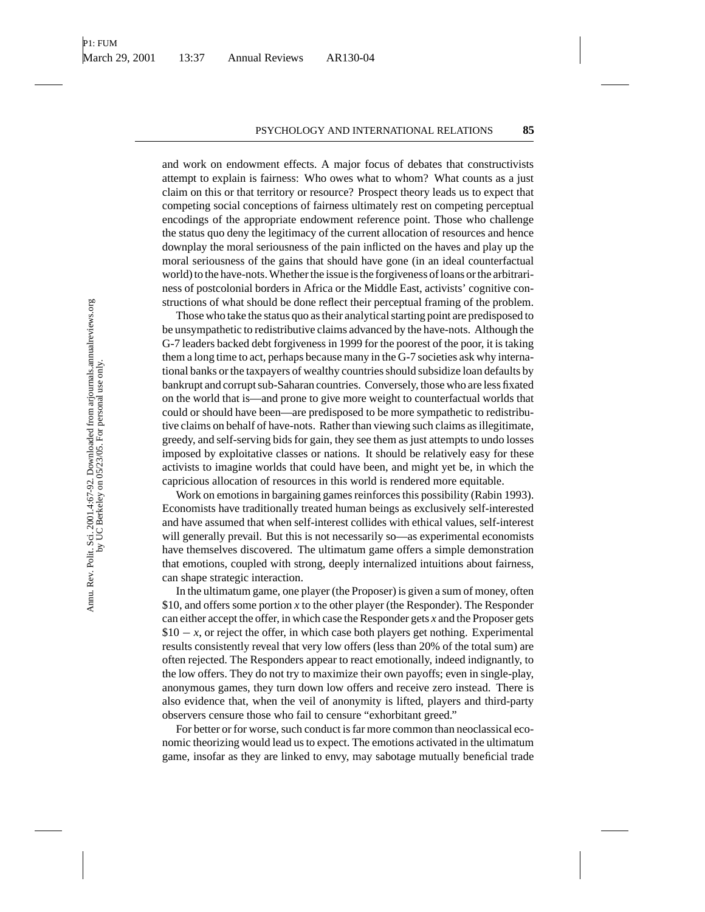and work on endowment effects. A major focus of debates that constructivists attempt to explain is fairness: Who owes what to whom? What counts as a just claim on this or that territory or resource? Prospect theory leads us to expect that competing social conceptions of fairness ultimately rest on competing perceptual encodings of the appropriate endowment reference point. Those who challenge the status quo deny the legitimacy of the current allocation of resources and hence downplay the moral seriousness of the pain inflicted on the haves and play up the moral seriousness of the gains that should have gone (in an ideal counterfactual world) to the have-nots. Whether the issue is the forgiveness of loans or the arbitrariness of postcolonial borders in Africa or the Middle East, activists' cognitive constructions of what should be done reflect their perceptual framing of the problem.

Those who take the status quo as their analytical starting point are predisposed to be unsympathetic to redistributive claims advanced by the have-nots. Although the G-7 leaders backed debt forgiveness in 1999 for the poorest of the poor, it is taking them a long time to act, perhaps because many in the G-7 societies ask why international banks or the taxpayers of wealthy countries should subsidize loan defaults by bankrupt and corrupt sub-Saharan countries. Conversely, those who are less fixated on the world that is—and prone to give more weight to counterfactual worlds that could or should have been—are predisposed to be more sympathetic to redistributive claims on behalf of have-nots. Rather than viewing such claims as illegitimate, greedy, and self-serving bids for gain, they see them as just attempts to undo losses imposed by exploitative classes or nations. It should be relatively easy for these activists to imagine worlds that could have been, and might yet be, in which the capricious allocation of resources in this world is rendered more equitable.

Work on emotions in bargaining games reinforces this possibility (Rabin 1993). Economists have traditionally treated human beings as exclusively self-interested and have assumed that when self-interest collides with ethical values, self-interest will generally prevail. But this is not necessarily so—as experimental economists have themselves discovered. The ultimatum game offers a simple demonstration that emotions, coupled with strong, deeply internalized intuitions about fairness, can shape strategic interaction.

In the ultimatum game, one player (the Proposer) is given a sum of money, often \$10, and offers some portion $x$ to the other player (the Responder). The Responder can either accept the offer, in which case the Responder gets $x$ and the Proposer gets $\$10 - x$, or reject the offer, in which case both players get nothing. Experimental results consistently reveal that very low offers (less than 20% of the total sum) are often rejected. The Responders appear to react emotionally, indeed indignantly, to the low offers. They do not try to maximize their own payoffs; even in single-play, anonymous games, they turn down low offers and receive zero instead. There is also evidence that, when the veil of anonymity is lifted, players and third-party observers censure those who fail to censure "exhorbitant greed."

For better or for worse, such conduct is far more common than neoclassical economic theorizing would lead us to expect. The emotions activated in the ultimatum game, insofar as they are linked to envy, may sabotage mutually beneficial trade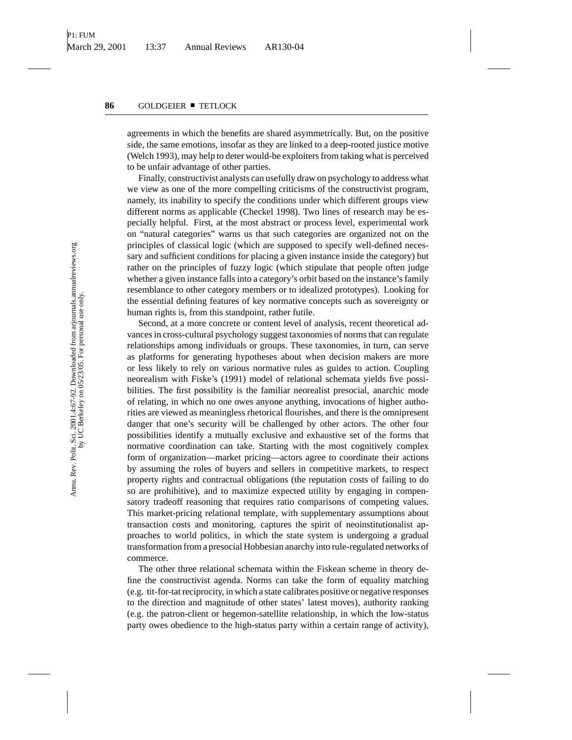agreements in which the benefits are shared asymmetrically. But, on the positive side, the same emotions, insofar as they are linked to a deep-rooted justice motive (Welch 1993), may help to deter would-be exploiters from taking what is perceived to be unfair advantage of other parties.

Finally, constructivist analysts can usefully draw on psychology to address what we view as one of the more compelling criticisms of the constructivist program, namely, its inability to specify the conditions under which different groups view different norms as applicable (Checkel 1998). Two lines of research may be especially helpful. First, at the most abstract or process level, experimental work on "natural categories" warns us that such categories are organized not on the principles of classical logic (which are supposed to specify well-defined necessary and sufficient conditions for placing a given instance inside the category) but rather on the principles of fuzzy logic (which stipulate that people often judge whether a given instance falls into a category's orbit based on the instance's family resemblance to other category members or to idealized prototypes). Looking for the essential defining features of key normative concepts such as sovereignty or human rights is, from this standpoint, rather futile.

Second, at a more concrete or content level of analysis, recent theoretical advances in cross-cultural psychology suggest taxonomies of norms that can regulate relationships among individuals or groups. These taxonomies, in turn, can serve as platforms for generating hypotheses about when decision makers are more or less likely to rely on various normative rules as guides to action. Coupling neorealism with Fiske's (1991) model of relational schemata yields five possibilities. The first possibility is the familiar neorealist presocial, anarchic mode of relating, in which no one owes anyone anything, invocations of higher authorities are viewed as meaningless rhetorical flourishes, and there is the omnipresent danger that one's security will be challenged by other actors. The other four possibilities identify a mutually exclusive and exhaustive set of the forms that normative coordination can take. Starting with the most cognitively complex form of organization—market pricing—actors agree to coordinate their actions by assuming the roles of buyers and sellers in competitive markets, to respect property rights and contractual obligations (the reputation costs of failing to do so are prohibitive), and to maximize expected utility by engaging in compensatory tradeoff reasoning that requires ratio comparisons of competing values. This market-pricing relational template, with supplementary assumptions about transaction costs and monitoring, captures the spirit of neoinstitutionalist approaches to world politics, in which the state system is undergoing a gradual transformation from a presocial Hobbesian anarchy into rule-regulated networks of commerce.

The other three relational schemata within the Fiskean scheme in theory define the constructivist agenda. Norms can take the form of equality matching (e.g. tit-for-tat reciprocity, in which a state calibrates positive or negative responses to the direction and magnitude of other states' latest moves), authority ranking (e.g. the patron-client or hegemon-satellite relationship, in which the low-status party owes obedience to the high-status party within a certain range of activity),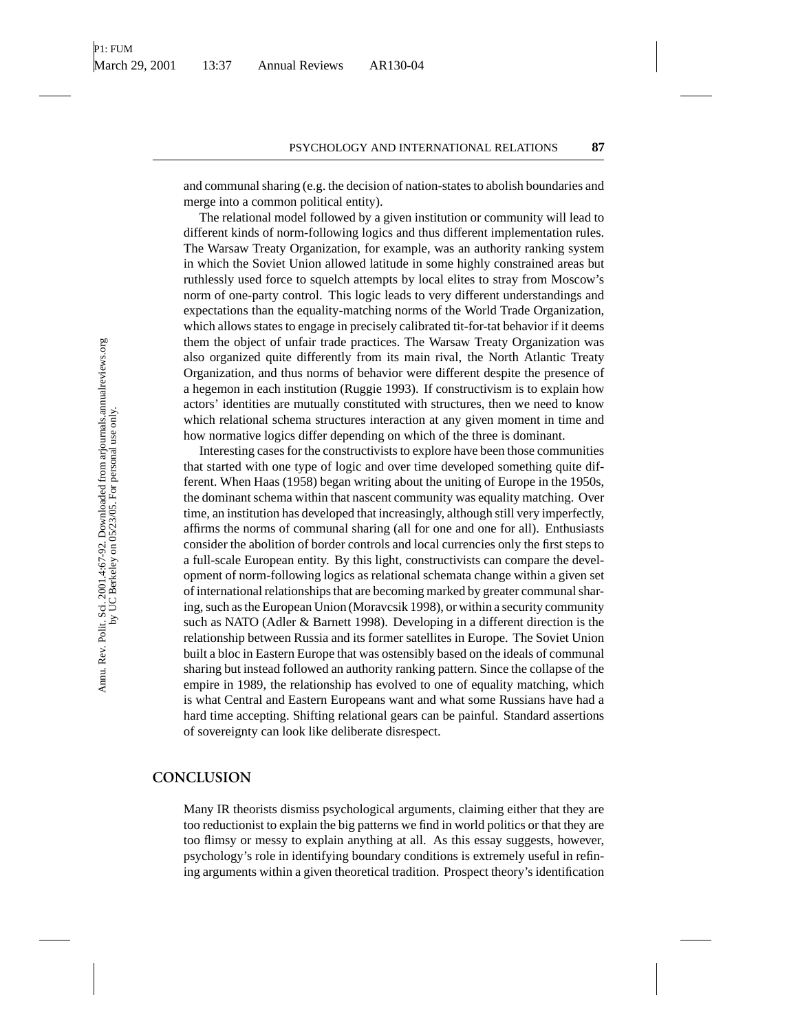and communal sharing (e.g. the decision of nation-states to abolish boundaries and merge into a common political entity).

The relational model followed by a given institution or community will lead to different kinds of norm-following logics and thus different implementation rules. The Warsaw Treaty Organization, for example, was an authority ranking system in which the Soviet Union allowed latitude in some highly constrained areas but ruthlessly used force to squelch attempts by local elites to stray from Moscow's norm of one-party control. This logic leads to very different understandings and expectations than the equality-matching norms of the World Trade Organization, which allows states to engage in precisely calibrated tit-for-tat behavior if it deems them the object of unfair trade practices. The Warsaw Treaty Organization was also organized quite differently from its main rival, the North Atlantic Treaty Organization, and thus norms of behavior were different despite the presence of a hegemon in each institution (Ruggie 1993). If constructivism is to explain how actors' identities are mutually constituted with structures, then we need to know which relational schema structures interaction at any given moment in time and how normative logics differ depending on which of the three is dominant.

Interesting cases for the constructivists to explore have been those communities that started with one type of logic and over time developed something quite different. When Haas (1958) began writing about the uniting of Europe in the 1950s, the dominant schema within that nascent community was equality matching. Over time, an institution has developed that increasingly, although still very imperfectly, affirms the norms of communal sharing (all for one and one for all). Enthusiasts consider the abolition of border controls and local currencies only the first steps to a full-scale European entity. By this light, constructivists can compare the development of norm-following logics as relational schemata change within a given set of international relationships that are becoming marked by greater communal sharing, such as the European Union (Moravcsik 1998), or within a security community such as NATO (Adler & Barnett 1998). Developing in a different direction is the relationship between Russia and its former satellites in Europe. The Soviet Union built a bloc in Eastern Europe that was ostensibly based on the ideals of communal sharing but instead followed an authority ranking pattern. Since the collapse of the empire in 1989, the relationship has evolved to one of equality matching, which is what Central and Eastern Europeans want and what some Russians have had a hard time accepting. Shifting relational gears can be painful. Standard assertions of sovereignty can look like deliberate disrespect.

## CONCLUSION

Many IR theorists dismiss psychological arguments, claiming either that they are too reductionist to explain the big patterns we find in world politics or that they are too flimsy or messy to explain anything at all. As this essay suggests, however, psychology's role in identifying boundary conditions is extremely useful in refining arguments within a given theoretical tradition. Prospect theory's identification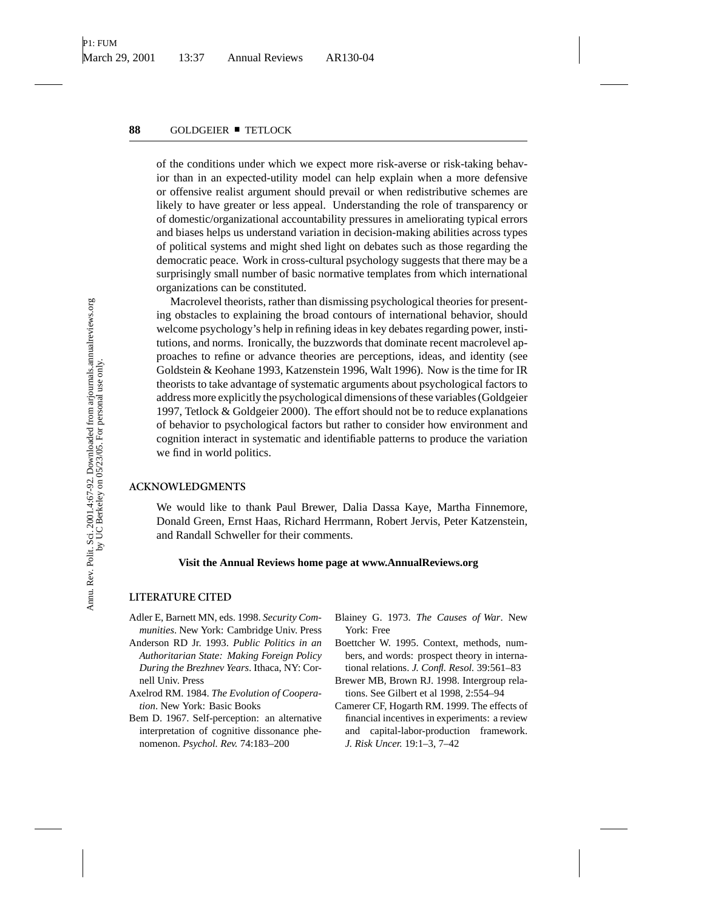of the conditions under which we expect more risk-averse or risk-taking behavior than in an expected-utility model can help explain when a more defensive or offensive realist argument should prevail or when redistributive schemes are likely to have greater or less appeal. Understanding the role of transparency or of domestic/organizational accountability pressures in ameliorating typical errors and biases helps us understand variation in decision-making abilities across types of political systems and might shed light on debates such as those regarding the democratic peace. Work in cross-cultural psychology suggests that there may be a surprisingly small number of basic normative templates from which international organizations can be constituted.

Macrolevel theorists, rather than dismissing psychological theories for presenting obstacles to explaining the broad contours of international behavior, should welcome psychology's help in refining ideas in key debates regarding power, institutions, and norms. Ironically, the buzzwords that dominate recent macrolevel approaches to refine or advance theories are perceptions, ideas, and identity (see Goldstein & Keohane 1993, Katzenstein 1996, Walt 1996). Now is the time for IR theorists to take advantage of systematic arguments about psychological factors to address more explicitly the psychological dimensions of these variables (Goldgeier 1997, Tetlock & Goldgeier 2000). The effort should not be to reduce explanations of behavior to psychological factors but rather to consider how environment and cognition interact in systematic and identifiable patterns to produce the variation we find in world politics.

## ACKNOWLEDGMENTS

We would like to thank Paul Brewer, Dalia Dassa Kaye, Martha Finnemore, Donald Green, Ernst Haas, Richard Herrmann, Robert Jervis, Peter Katzenstein, and Randall Schweller for their comments.

**Visit the Annual Reviews home page at www.AnnualReviews.org**

## LITERATURE CITED

Adler E, Barnett MN, eds. 1998. *Security Communities*. New York: Cambridge Univ. Press

Anderson RD Jr. 1993. *Public Politics in an Authoritarian State: Making Foreign Policy During the Brezhnev Years*. Ithaca, NY: Cornell Univ. Press

Axelrod RM. 1984. *The Evolution of Cooperation*. New York: Basic Books

Bem D. 1967. Self-perception: an alternative interpretation of cognitive dissonance phenomenon. *Psychol. Rev.* 74:183–200

Blainey G. 1973. *The Causes of War*. New York: Free

Boettcher W. 1995. Context, methods, numbers, and words: prospect theory in international relations. *J. Confl. Resol.* 39:561–83

Brewer MB, Brown RJ. 1998. Intergroup relations. See Gilbert et al 1998, 2:554–94

Camerer CF, Hogarth RM. 1999. The effects of financial incentives in experiments: a review and capital-labor-production framework. *J. Risk Uncer.* 19:1–3, 7–42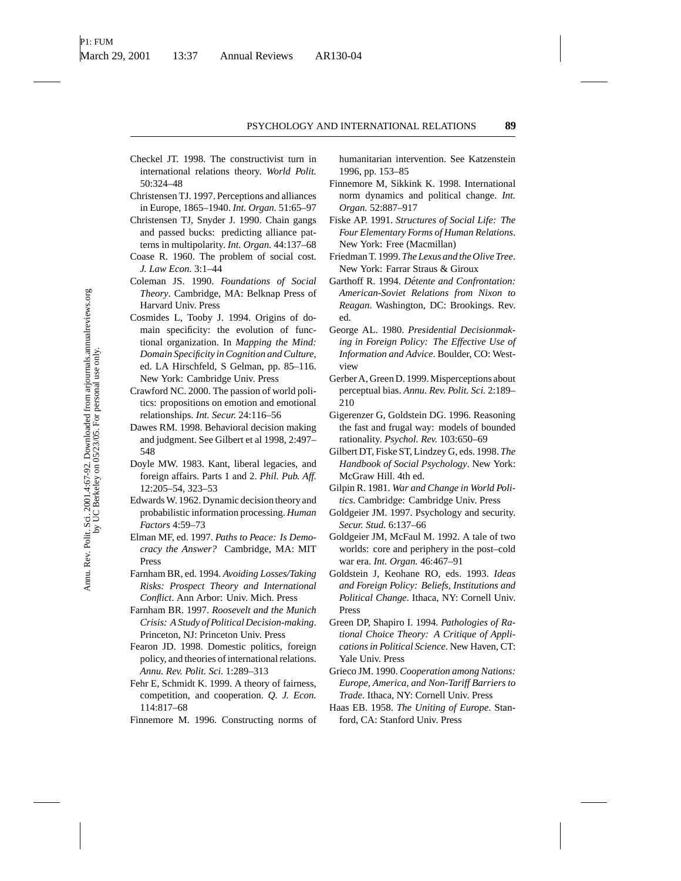Checkel JT. 1998. The constructivist turn in international relations theory. *World Polit.* 50:324–48

Christensen TJ. 1997. Perceptions and alliances in Europe, 1865–1940. *Int. Organ.* 51:65–97

Christensen TJ, Snyder J. 1990. Chain gangs and passed bucks: predicting alliance patterns in multipolarity. *Int. Organ.* 44:137–68

Coase R. 1960. The problem of social cost. *J. Law Econ.* 3:1–44

Coleman JS. 1990. *Foundations of Social Theory*. Cambridge, MA: Belknap Press of Harvard Univ. Press

Cosmides L, Tooby J. 1994. Origins of domain specificity: the evolution of functional organization. In *Mapping the Mind: Domain Specificity in Cognition and Culture*, ed. LA Hirschfeld, S Gelman, pp. 85–116. New York: Cambridge Univ. Press

Crawford NC. 2000. The passion of world politics: propositions on emotion and emotional relationships. *Int. Secur.* 24:116–56

Dawes RM. 1998. Behavioral decision making and judgment. See Gilbert et al 1998, 2:497–548

Doyle MW. 1983. Kant, liberal legacies, and foreign affairs. Parts 1 and 2. *Phil. Pub. Aff.* 12:205–54, 323–53

Edwards W. 1962. Dynamic decision theory and probabilistic information processing. *Human Factors* 4:59–73

Elman MF, ed. 1997. *Paths to Peace: Is Democracy the Answer?* Cambridge, MA: MIT Press

Farnham BR, ed. 1994. *Avoiding Losses/Taking Risks: Prospect Theory and International Conflict*. Ann Arbor: Univ. Mich. Press

Farnham BR. 1997. *Roosevelt and the Munich Crisis: A Study of Political Decision-making*. Princeton, NJ: Princeton Univ. Press

Fearon JD. 1998. Domestic politics, foreign policy, and theories of international relations. *Annu. Rev. Polit. Sci.* 1:289–313

Fehr E, Schmidt K. 1999. A theory of fairness, competition, and cooperation. *Q. J. Econ.* 114:817–68

Finnemore M. 1996. Constructing norms of humanitarian intervention. See Katzenstein 1996, pp. 153–85

Finnemore M, Sikkink K. 1998. International norm dynamics and political change. *Int. Organ.* 52:887–917

Fiske AP. 1991. *Structures of Social Life: The Four Elementary Forms of Human Relations*. New York: Free (Macmillan)

Friedman T. 1999. *The Lexus and the Olive Tree*. New York: Farrar Straus & Giroux

Garthoff R. 1994. *Détente and Confrontation: American-Soviet Relations from Nixon to Reagan*. Washington, DC: Brookings. Rev. ed.

George AL. 1980. *Presidential Decisionmaking in Foreign Policy: The Effective Use of Information and Advice*. Boulder, CO: Westview

Gerber A, Green D. 1999. Misperceptions about perceptual bias. *Annu. Rev. Polit. Sci.* 2:189–210

Gigerenzer G, Goldstein DG. 1996. Reasoning the fast and frugal way: models of bounded rationality. *Psychol. Rev.* 103:650–69

Gilbert DT, Fiske ST, Lindzey G, eds. 1998. *The Handbook of Social Psychology*. New York: McGraw Hill. 4th ed.

Gilpin R. 1981. *War and Change in World Politics*. Cambridge: Cambridge Univ. Press

Goldgeier JM. 1997. Psychology and security. *Secur. Stud.* 6:137–66

Goldgeier JM, McFaul M. 1992. A tale of two worlds: core and periphery in the post–cold war era. *Int. Organ.* 46:467–91

Goldstein J, Keohane RO, eds. 1993. *Ideas and Foreign Policy: Beliefs, Institutions and Political Change*. Ithaca, NY: Cornell Univ. Press

Green DP, Shapiro I. 1994. *Pathologies of Rational Choice Theory: A Critique of Applications in Political Science*. New Haven, CT: Yale Univ. Press

Grieco JM. 1990. *Cooperation among Nations: Europe, America, and Non-Tariff Barriers to Trade*. Ithaca, NY: Cornell Univ. Press

Haas EB. 1958. *The Uniting of Europe*. Stanford, CA: Stanford Univ. Press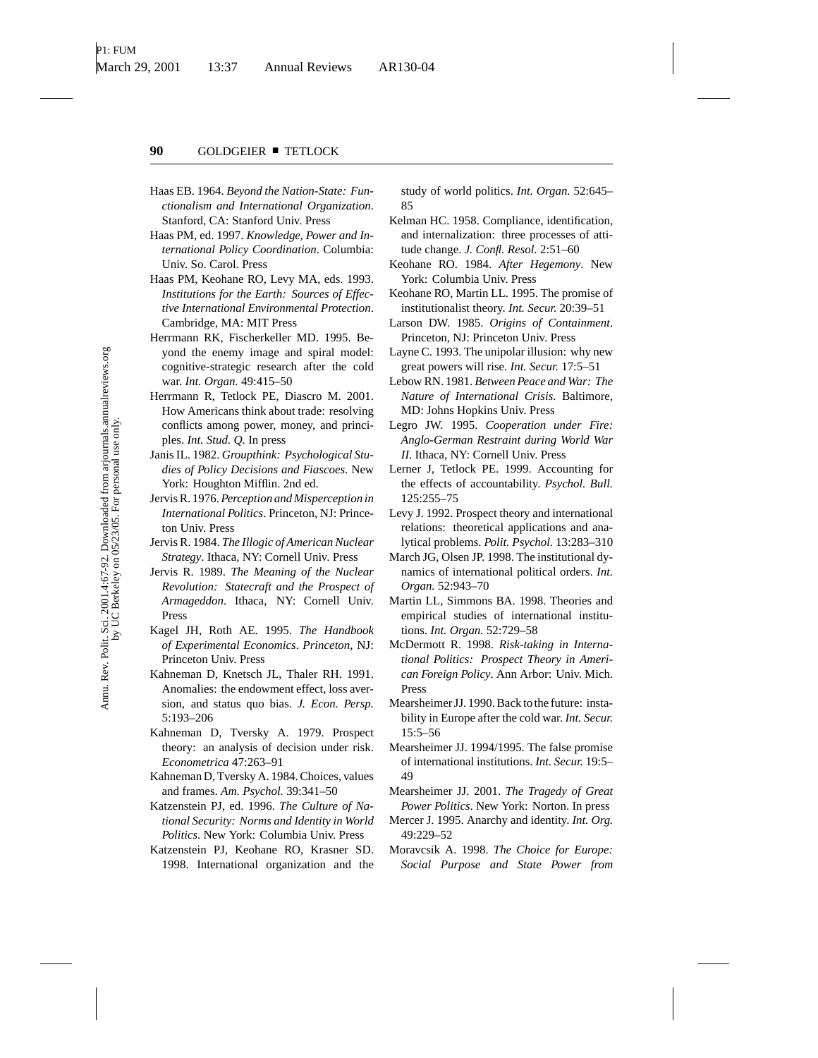Haas EB. 1964. *Beyond the Nation-State: Functionalism and International Organization*. Stanford, CA: Stanford Univ. Press

Haas PM, ed. 1997. *Knowledge, Power and International Policy Coordination*. Columbia: Univ. So. Carol. Press

Haas PM, Keohane RO, Levy MA, eds. 1993. *Institutions for the Earth: Sources of Effective International Environmental Protection*. Cambridge, MA: MIT Press

Herrmann RK, Fischerkeller MD. 1995. Beyond the enemy image and spiral model: cognitive-strategic research after the cold war. *Int. Organ.* 49:415–50

Herrmann R, Tetlock PE, Diascro M. 2001. How Americans think about trade: resolving conflicts among power, money, and principles. *Int. Stud. Q.* In press

Janis IL. 1982. *Groupthink: Psychological Studies of Policy Decisions and Fiascoes*. New York: Houghton Mifflin. 2nd ed.

Jervis R. 1976. *Perception and Misperception in International Politics*. Princeton, NJ: Princeton Univ. Press

Jervis R. 1984. *The Illogic of American Nuclear Strategy*. Ithaca, NY: Cornell Univ. Press

Jervis R. 1989. *The Meaning of the Nuclear Revolution: Statecraft and the Prospect of Armageddon*. Ithaca, NY: Cornell Univ. Press

Kagel JH, Roth AE. 1995. *The Handbook of Experimental Economics*. *Princeton*, NJ: Princeton Univ. Press

Kahneman D, Knetsch JL, Thaler RH. 1991. Anomalies: the endowment effect, loss aversion, and status quo bias. *J. Econ. Persp.* 5:193–206

Kahneman D, Tversky A. 1979. Prospect theory: an analysis of decision under risk. *Econometrica* 47:263–91

Kahneman D, Tversky A. 1984. Choices, values and frames. *Am. Psychol.* 39:341–50

Katzenstein PJ, ed. 1996. *The Culture of National Security: Norms and Identity in World Politics*. New York: Columbia Univ. Press

Katzenstein PJ, Keohane RO, Krasner SD. 1998. International organization and the study of world politics. *Int. Organ.* 52:645–85

Kelman HC. 1958. Compliance, identification, and internalization: three processes of attitude change. *J. Confl. Resol.* 2:51–60

Keohane RO. 1984. *After Hegemony*. New York: Columbia Univ. Press

Keohane RO, Martin LL. 1995. The promise of institutionalist theory. *Int. Secur.* 20:39–51

Larson DW. 1985. *Origins of Containment*. Princeton, NJ: Princeton Univ. Press

Layne C. 1993. The unipolar illusion: why new great powers will rise. *Int. Secur.* 17:5–51

Lebow RN. 1981. *Between Peace and War: The Nature of International Crisis*. Baltimore, MD: Johns Hopkins Univ. Press

Legro JW. 1995. *Cooperation under Fire: Anglo-German Restraint during World War II*. Ithaca, NY: Cornell Univ. Press

Lerner J, Tetlock PE. 1999. Accounting for the effects of accountability. *Psychol. Bull.* 125:255–75

Levy J. 1992. Prospect theory and international relations: theoretical applications and analytical problems. *Polit. Psychol.* 13:283–310

March JG, Olsen JP. 1998. The institutional dynamics of international political orders. *Int. Organ.* 52:943–70

Martin LL, Simmons BA. 1998. Theories and empirical studies of international institutions. *Int. Organ.* 52:729–58

McDermott R. 1998. *Risk-taking in International Politics: Prospect Theory in American Foreign Policy*. Ann Arbor: Univ. Mich. Press

Mearsheimer JJ. 1990. Back to the future: instability in Europe after the cold war. *Int. Secur.* 15:5–56

Mearsheimer JJ. 1994/1995. The false promise of international institutions. *Int. Secur.* 19:5–49

Mearsheimer JJ. 2001. *The Tragedy of Great Power Politics*. New York: Norton. In press

Mercer J. 1995. Anarchy and identity. *Int. Org.* 49:229–52

Moravcsik A. 1998. *The Choice for Europe: Social Purpose and State Power from*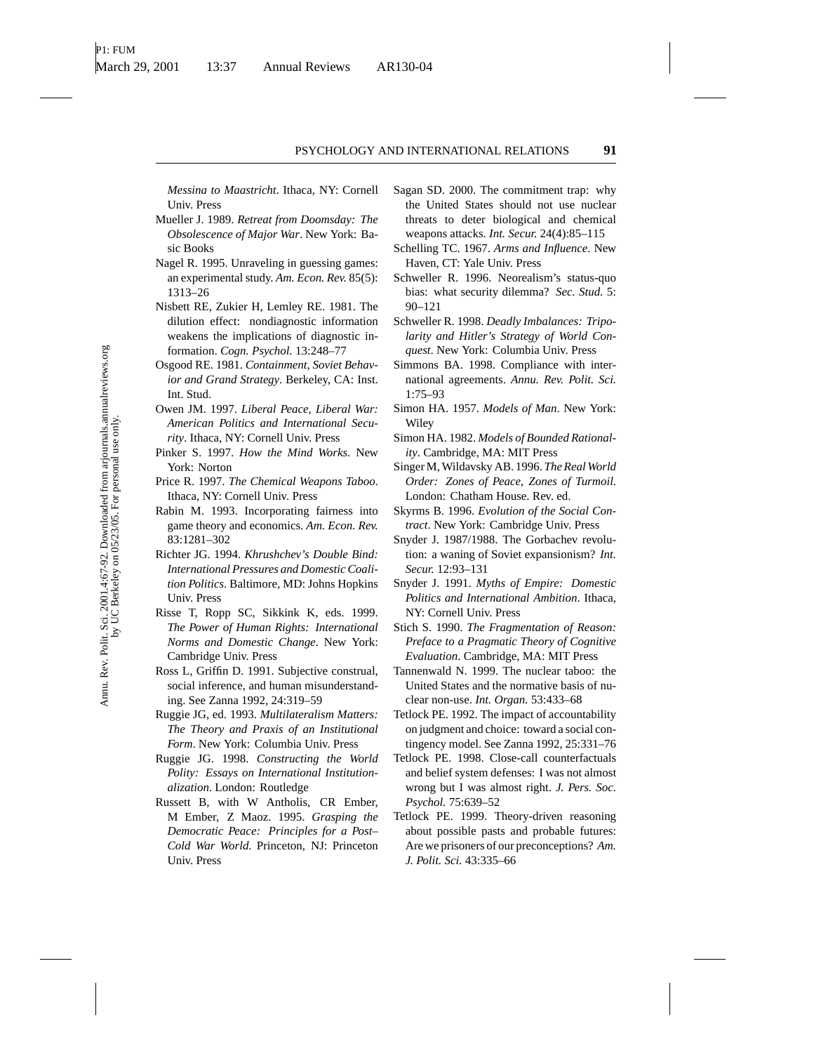*Messina to Maastricht*. Ithaca, NY: Cornell Univ. Press

Mueller J. 1989. *Retreat from Doomsday: The Obsolescence of Major War*. New York: Basic Books

Nagel R. 1995. Unraveling in guessing games: an experimental study. *Am. Econ. Rev.* 85(5): 1313–26

Nisbett RE, Zukier H, Lemley RE. 1981. The dilution effect: nondiagnostic information weakens the implications of diagnostic information. *Cogn. Psychol.* 13:248–77

Osgood RE. 1981. *Containment, Soviet Behavior and Grand Strategy*. Berkeley, CA: Inst. Int. Stud.

Owen JM. 1997. *Liberal Peace, Liberal War: American Politics and International Security*. Ithaca, NY: Cornell Univ. Press

Pinker S. 1997. *How the Mind Works*. New York: Norton

Price R. 1997. *The Chemical Weapons Taboo*. Ithaca, NY: Cornell Univ. Press

Rabin M. 1993. Incorporating fairness into game theory and economics. *Am. Econ. Rev.* 83:1281–302

Richter JG. 1994. *Khrushchev's Double Bind: International Pressures and Domestic Coalition Politics*. Baltimore, MD: Johns Hopkins Univ. Press

Risse T, Ropp SC, Sikkink K, eds. 1999. *The Power of Human Rights: International Norms and Domestic Change*. New York: Cambridge Univ. Press

Ross L, Griffin D. 1991. Subjective construal, social inference, and human misunderstanding. See Zanna 1992, 24:319–59

Ruggie JG, ed. 1993. *Multilateralism Matters: The Theory and Praxis of an Institutional Form*. New York: Columbia Univ. Press

Ruggie JG. 1998. *Constructing the World Polity: Essays on International Institutionalization*. London: Routledge

Russett B, with W Antholis, CR Ember, M Ember, Z Maoz. 1995. *Grasping the Democratic Peace: Principles for a Post–Cold War World*. Princeton, NJ: Princeton Univ. Press

Sagan SD. 2000. The commitment trap: why the United States should not use nuclear threats to deter biological and chemical weapons attacks. *Int. Secur.* 24(4):85–115

Schelling TC. 1967. *Arms and Influence*. New Haven, CT: Yale Univ. Press

Schweller R. 1996. Neorealism's status-quo bias: what security dilemma? *Sec. Stud.* 5: 90–121

Schweller R. 1998. *Deadly Imbalances: Tripolarity and Hitler's Strategy of World Conquest*. New York: Columbia Univ. Press

Simmons BA. 1998. Compliance with international agreements. *Annu. Rev. Polit. Sci.* 1:75–93

Simon HA. 1957. *Models of Man*. New York: Wiley

Simon HA. 1982. *Models of Bounded Rationality*. Cambridge, MA: MIT Press

Singer M, Wildavsky AB. 1996. *The Real World Order: Zones of Peace, Zones of Turmoil*. London: Chatham House. Rev. ed.

Skyrms B. 1996. *Evolution of the Social Contract*. New York: Cambridge Univ. Press

Snyder J. 1987/1988. The Gorbachev revolution: a waning of Soviet expansionism? *Int. Secur.* 12:93–131

Snyder J. 1991. *Myths of Empire: Domestic Politics and International Ambition*. Ithaca, NY: Cornell Univ. Press

Stich S. 1990. *The Fragmentation of Reason: Preface to a Pragmatic Theory of Cognitive Evaluation*. Cambridge, MA: MIT Press

Tannenwald N. 1999. The nuclear taboo: the United States and the normative basis of nuclear non-use. *Int. Organ.* 53:433–68

Tetlock PE. 1992. The impact of accountability on judgment and choice: toward a social contingency model. See Zanna 1992, 25:331–76

Tetlock PE. 1998. Close-call counterfactuals and belief system defenses: I was not almost wrong but I was almost right. *J. Pers. Soc. Psychol.* 75:639–52

Tetlock PE. 1999. Theory-driven reasoning about possible pasts and probable futures: Are we prisoners of our preconceptions? *Am. J. Polit. Sci.* 43:335–66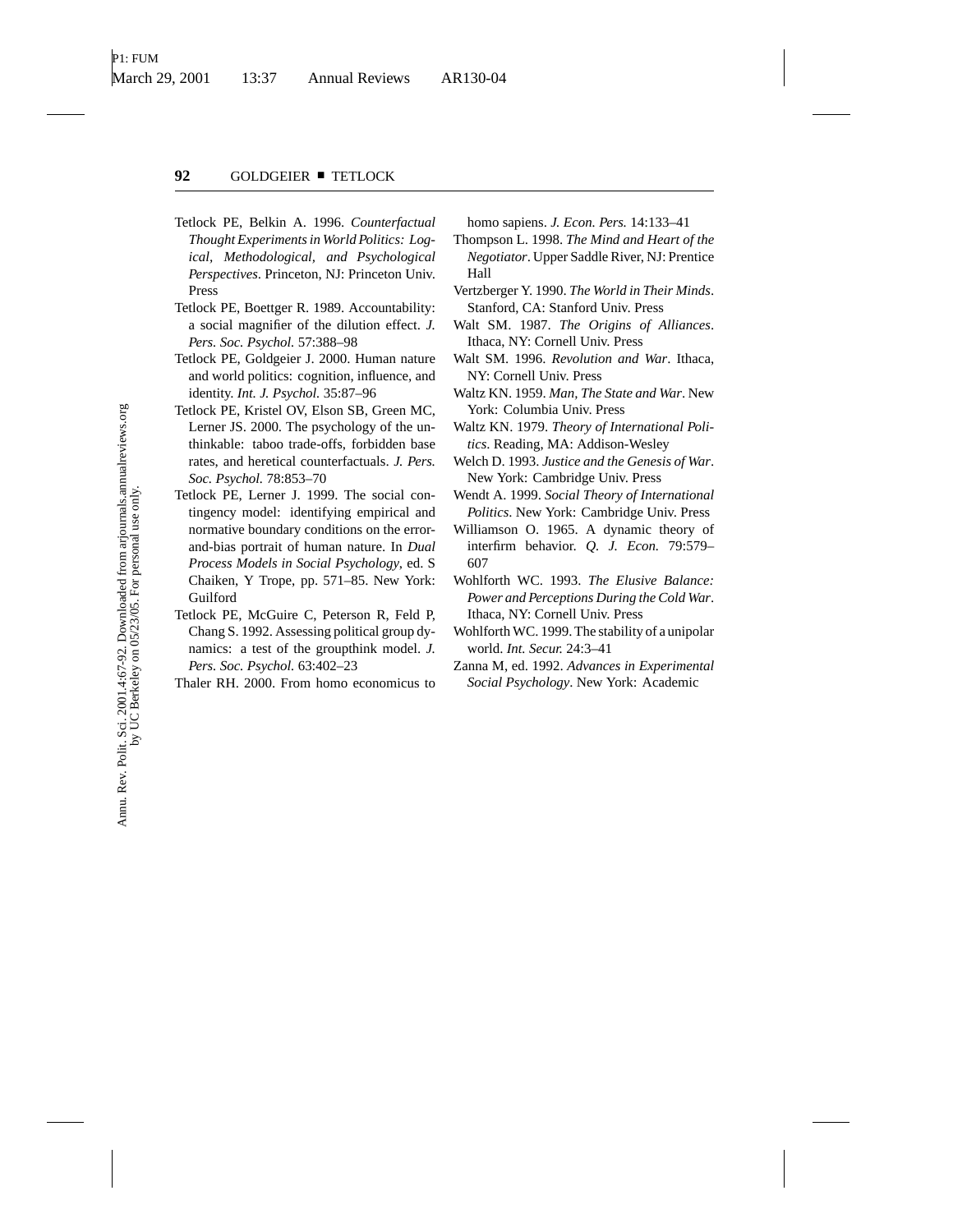Tetlock PE, Belkin A. 1996. *Counterfactual Thought Experiments in World Politics: Logical, Methodological, and Psychological Perspectives*. Princeton, NJ: Princeton Univ. Press

Tetlock PE, Boettger R. 1989. Accountability: a social magnifier of the dilution effect. *J. Pers. Soc. Psychol.* 57:388–98

Tetlock PE, Goldgeier J. 2000. Human nature and world politics: cognition, influence, and identity. *Int. J. Psychol.* 35:87–96

Tetlock PE, Kristel OV, Elson SB, Green MC, Lerner JS. 2000. The psychology of the unthinkable: taboo trade-offs, forbidden base rates, and heretical counterfactuals. *J. Pers. Soc. Psychol.* 78:853–70

Tetlock PE, Lerner J. 1999. The social contingency model: identifying empirical and normative boundary conditions on the error-and-bias portrait of human nature. In *Dual Process Models in Social Psychology*, ed. S Chaiken, Y Trope, pp. 571–85. New York: Guilford

Tetlock PE, McGuire C, Peterson R, Feld P, Chang S. 1992. Assessing political group dynamics: a test of the groupthink model. *J. Pers. Soc. Psychol.* 63:402–23

Thaler RH. 2000. From homo economicus to homo sapiens. *J. Econ. Pers.* 14:133–41

Thompson L. 1998. *The Mind and Heart of the Negotiator*. Upper Saddle River, NJ: Prentice Hall

Vertzberger Y. 1990. *The World in Their Minds*. Stanford, CA: Stanford Univ. Press

Walt SM. 1987. *The Origins of Alliances*. Ithaca, NY: Cornell Univ. Press

Walt SM. 1996. *Revolution and War*. Ithaca, NY: Cornell Univ. Press

Waltz KN. 1959. *Man, The State and War*. New York: Columbia Univ. Press

Waltz KN. 1979. *Theory of International Politics*. Reading, MA: Addison-Wesley

Welch D. 1993. *Justice and the Genesis of War*. New York: Cambridge Univ. Press

Wendt A. 1999. *Social Theory of International Politics*. New York: Cambridge Univ. Press

Williamson O. 1965. A dynamic theory of interfirm behavior. *Q. J. Econ.* 79:579–607

Wohlforth WC. 1993. *The Elusive Balance: Power and Perceptions During the Cold War*. Ithaca, NY: Cornell Univ. Press

Wohlforth WC. 1999. The stability of a unipolar world. *Int. Secur.* 24:3–41

Zanna M, ed. 1992. *Advances in Experimental Social Psychology*. New York: Academic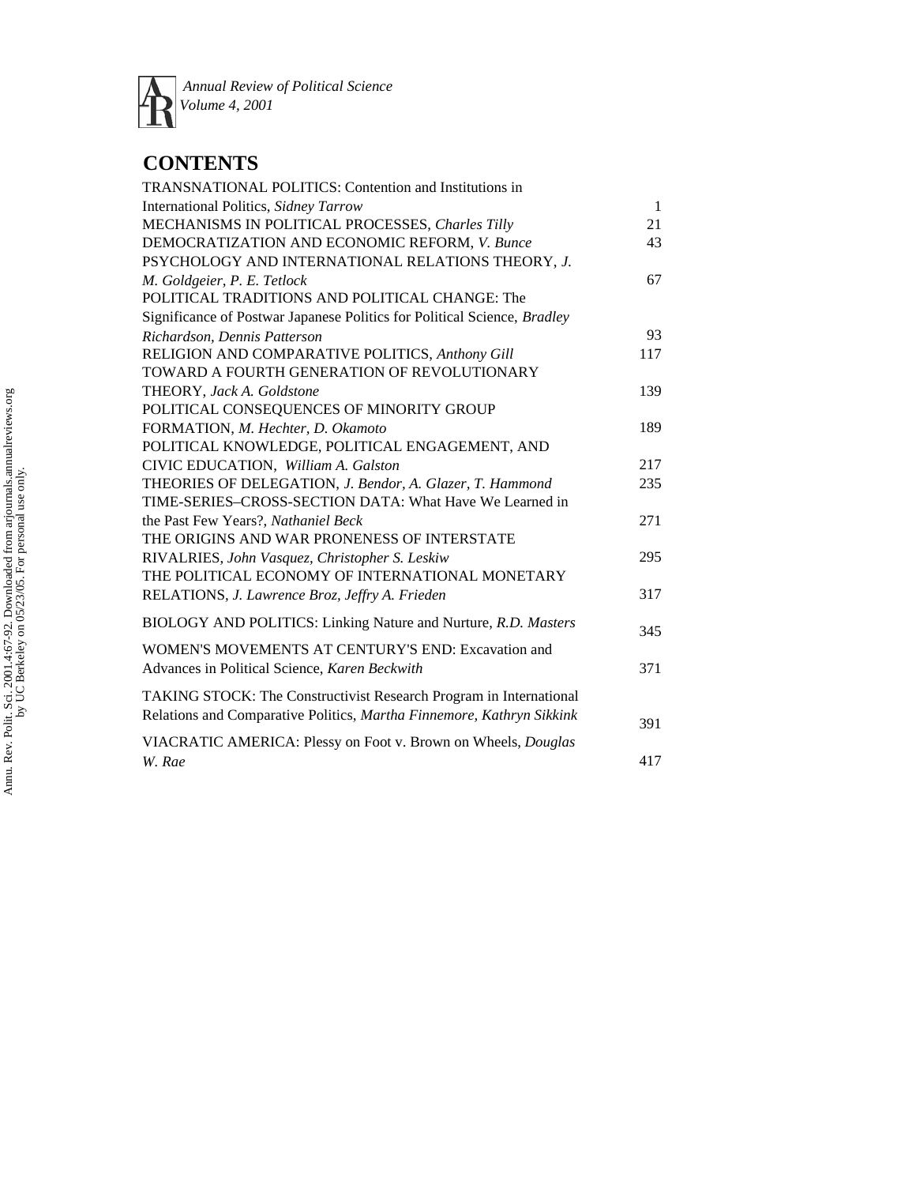Annual Review of Political Science
Volume 4, 2001

## CONTENTS

| | |
|---|---|
| TRANSNATIONAL POLITICS: Contention and Institutions in International Politics, *Sidney Tarrow* | 1 |
| MECHANISMS IN POLITICAL PROCESSES, *Charles Tilly* | 21 |
| DEMOCRATIZATION AND ECONOMIC REFORM, *V. Bunce* | 43 |
| PSYCHOLOGY AND INTERNATIONAL RELATIONS THEORY, *J. M. Goldgeier, P. E. Tetlock* | 67 |
| POLITICAL TRADITIONS AND POLITICAL CHANGE: The Significance of Postwar Japanese Politics for Political Science, *Bradley Richardson, Dennis Patterson* | 93 |
| RELIGION AND COMPARATIVE POLITICS, *Anthony Gill* | 117 |
| TOWARD A FOURTH GENERATION OF REVOLUTIONARY THEORY, *Jack A. Goldstone* | 139 |
| POLITICAL CONSEQUENCES OF MINORITY GROUP FORMATION, *M. Hechter, D. Okamoto* | 189 |
| POLITICAL KNOWLEDGE, POLITICAL ENGAGEMENT, AND CIVIC EDUCATION, *William A. Galston* | 217 |
| THEORIES OF DELEGATION, *J. Bendor, A. Glazer, T. Hammond* | 235 |
| TIME-SERIES–CROSS-SECTION DATA: What Have We Learned in the Past Few Years?, *Nathaniel Beck* | 271 |
| THE ORIGINS AND WAR PRONENESS OF INTERSTATE RIVALRIES, *John Vasquez, Christopher S. Leskiw* | 295 |
| THE POLITICAL ECONOMY OF INTERNATIONAL MONETARY RELATIONS, *J. Lawrence Broz, Jeffry A. Frieden* | 317 |
| BIOLOGY AND POLITICS: Linking Nature and Nurture, *R.D. Masters* | 345 |
| WOMEN'S MOVEMENTS AT CENTURY'S END: Excavation and Advances in Political Science, *Karen Beckwith* | 371 |
| TAKING STOCK: The Constructivist Research Program in International Relations and Comparative Politics, *Martha Finnemore, Kathryn Sikkink* | 391 |
| VIACRATIC AMERICA: Plessy on Foot v. Brown on Wheels, *Douglas W. Rae* | 417 |